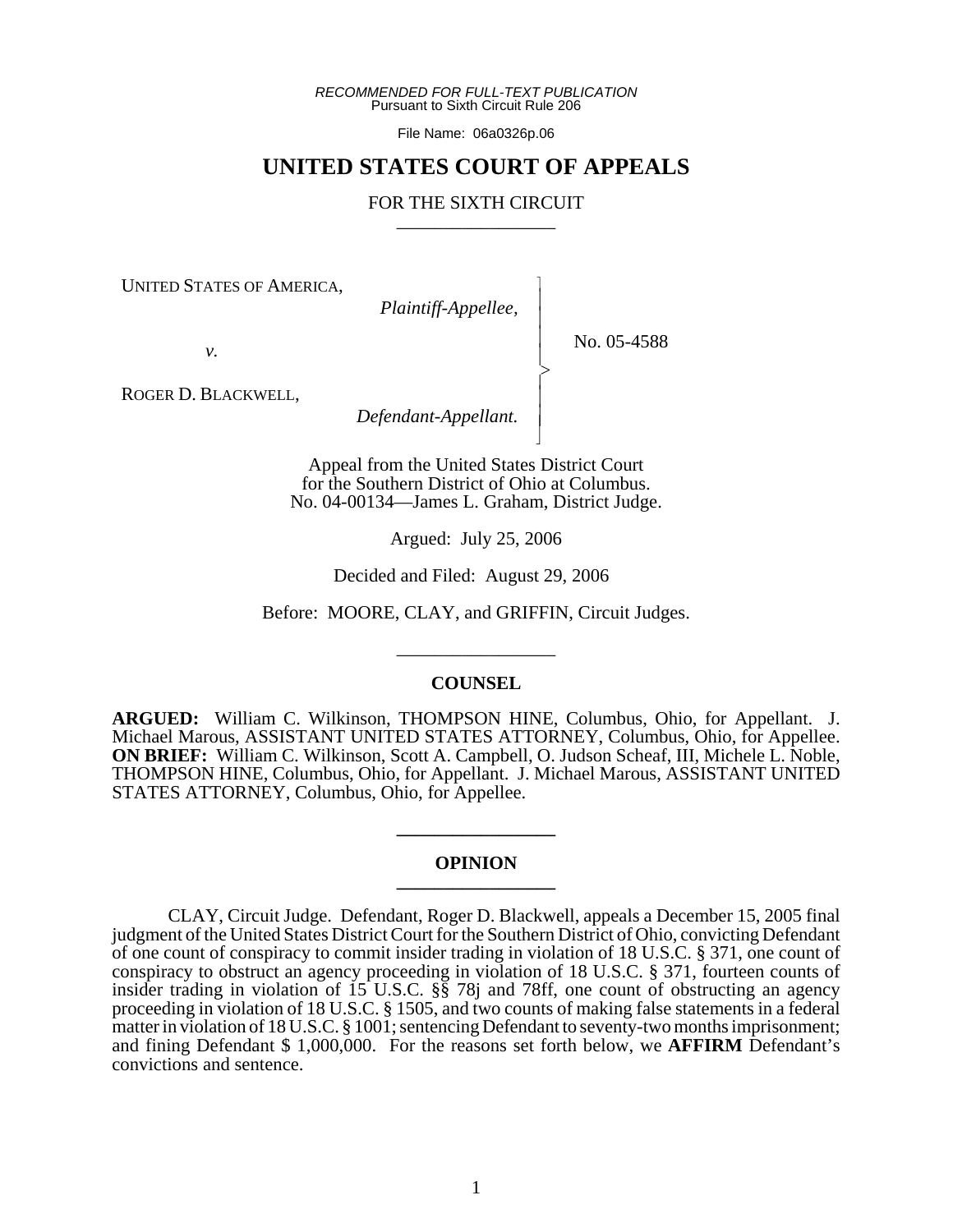*RECOMMENDED FOR FULL-TEXT PUBLICATION*
Pursuant to Sixth Circuit Rule 206

File Name: 06a0326p.06

# UNITED STATES COURT OF APPEALS

## FOR THE SIXTH CIRCUIT

UNITED STATES OF AMERICA,
*Plaintiff-Appellee,*

*v.*

ROGER D. BLACKWELL,
*Defendant-Appellant.*

No. 05-4588

Appeal from the United States District Court
for the Southern District of Ohio at Columbus.
No. 04-00134—James L. Graham, District Judge.

Argued: July 25, 2006

Decided and Filed: August 29, 2006

Before: MOORE, CLAY, and GRIFFIN, Circuit Judges.

## COUNSEL

**ARGUED:** William C. Wilkinson, THOMPSON HINE, Columbus, Ohio, for Appellant. J. Michael Marous, ASSISTANT UNITED STATES ATTORNEY, Columbus, Ohio, for Appellee. **ON BRIEF:** William C. Wilkinson, Scott A. Campbell, O. Judson Scheaf, III, Michele L. Noble, THOMPSON HINE, Columbus, Ohio, for Appellant. J. Michael Marous, ASSISTANT UNITED STATES ATTORNEY, Columbus, Ohio, for Appellee.

## OPINION

CLAY, Circuit Judge. Defendant, Roger D. Blackwell, appeals a December 15, 2005 final judgment of the United States District Court for the Southern District of Ohio, convicting Defendant of one count of conspiracy to commit insider trading in violation of 18 U.S.C. § 371, one count of conspiracy to obstruct an agency proceeding in violation of 18 U.S.C. § 371, fourteen counts of insider trading in violation of 15 U.S.C. §§ 78j and 78ff, one count of obstructing an agency proceeding in violation of 18 U.S.C. § 1505, and two counts of making false statements in a federal matter in violation of 18 U.S.C. § 1001; sentencing Defendant to seventy-two months imprisonment; and fining Defendant $ 1,000,000. For the reasons set forth below, we **AFFIRM** Defendant's convictions and sentence.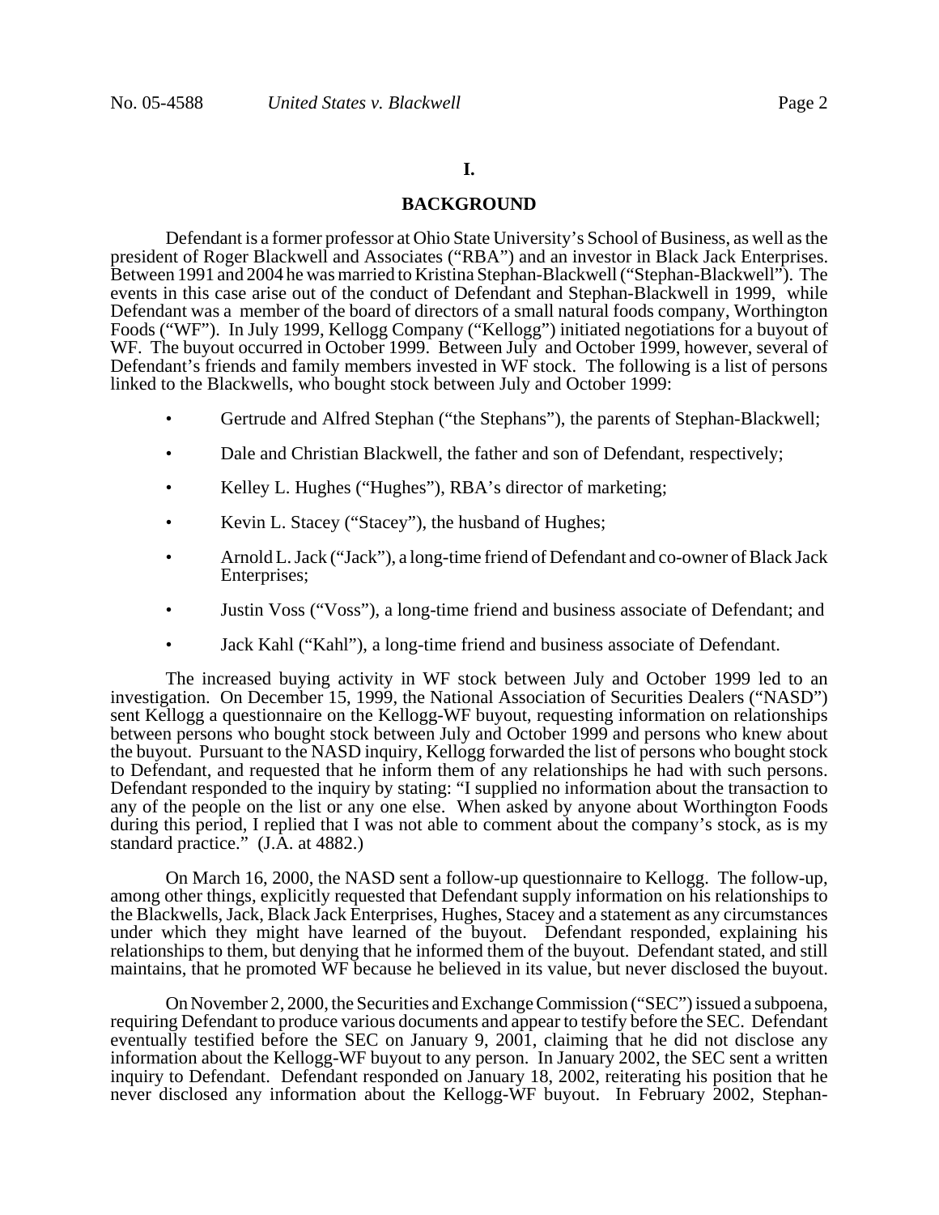# I.

## BACKGROUND

Defendant is a former professor at Ohio State University's School of Business, as well as the president of Roger Blackwell and Associates ("RBA") and an investor in Black Jack Enterprises. Between 1991 and 2004 he was married to Kristina Stephan-Blackwell ("Stephan-Blackwell"). The events in this case arise out of the conduct of Defendant and Stephan-Blackwell in 1999, while Defendant was a member of the board of directors of a small natural foods company, Worthington Foods ("WF"). In July 1999, Kellogg Company ("Kellogg") initiated negotiations for a buyout of WF. The buyout occurred in October 1999. Between July and October 1999, however, several of Defendant's friends and family members invested in WF stock. The following is a list of persons linked to the Blackwells, who bought stock between July and October 1999:

- Gertrude and Alfred Stephan ("the Stephans"), the parents of Stephan-Blackwell;
- Dale and Christian Blackwell, the father and son of Defendant, respectively;
- Kelley L. Hughes ("Hughes"), RBA's director of marketing;
- Kevin L. Stacey ("Stacey"), the husband of Hughes;
- Arnold L. Jack ("Jack"), a long-time friend of Defendant and co-owner of Black Jack Enterprises;
- Justin Voss ("Voss"), a long-time friend and business associate of Defendant; and
- Jack Kahl ("Kahl"), a long-time friend and business associate of Defendant.

The increased buying activity in WF stock between July and October 1999 led to an investigation. On December 15, 1999, the National Association of Securities Dealers ("NASD") sent Kellogg a questionnaire on the Kellogg-WF buyout, requesting information on relationships between persons who bought stock between July and October 1999 and persons who knew about the buyout. Pursuant to the NASD inquiry, Kellogg forwarded the list of persons who bought stock to Defendant, and requested that he inform them of any relationships he had with such persons. Defendant responded to the inquiry by stating: "I supplied no information about the transaction to any of the people on the list or any one else. When asked by anyone about Worthington Foods during this period, I replied that I was not able to comment about the company's stock, as is my standard practice." (J.A. at 4882.)

On March 16, 2000, the NASD sent a follow-up questionnaire to Kellogg. The follow-up, among other things, explicitly requested that Defendant supply information on his relationships to the Blackwells, Jack, Black Jack Enterprises, Hughes, Stacey and a statement as any circumstances under which they might have learned of the buyout. Defendant responded, explaining his relationships to them, but denying that he informed them of the buyout. Defendant stated, and still maintains, that he promoted WF because he believed in its value, but never disclosed the buyout.

On November 2, 2000, the Securities and Exchange Commission ("SEC") issued a subpoena, requiring Defendant to produce various documents and appear to testify before the SEC. Defendant eventually testified before the SEC on January 9, 2001, claiming that he did not disclose any information about the Kellogg-WF buyout to any person. In January 2002, the SEC sent a written inquiry to Defendant. Defendant responded on January 18, 2002, reiterating his position that he never disclosed any information about the Kellogg-WF buyout. In February 2002, Stephan-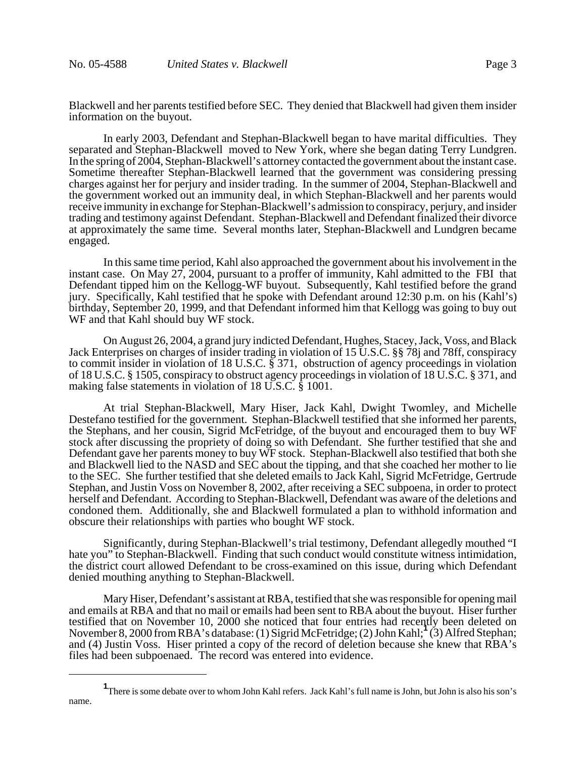Blackwell and her parents testified before SEC. They denied that Blackwell had given them insider information on the buyout.

In early 2003, Defendant and Stephan-Blackwell began to have marital difficulties. They separated and Stephan-Blackwell moved to New York, where she began dating Terry Lundgren. In the spring of 2004, Stephan-Blackwell's attorney contacted the government about the instant case. Sometime thereafter Stephan-Blackwell learned that the government was considering pressing charges against her for perjury and insider trading. In the summer of 2004, Stephan-Blackwell and the government worked out an immunity deal, in which Stephan-Blackwell and her parents would receive immunity in exchange for Stephan-Blackwell's admission to conspiracy, perjury, and insider trading and testimony against Defendant. Stephan-Blackwell and Defendant finalized their divorce at approximately the same time. Several months later, Stephan-Blackwell and Lundgren became engaged.

In this same time period, Kahl also approached the government about his involvement in the instant case. On May 27, 2004, pursuant to a proffer of immunity, Kahl admitted to the FBI that Defendant tipped him on the Kellogg-WF buyout. Subsequently, Kahl testified before the grand jury. Specifically, Kahl testified that he spoke with Defendant around 12:30 p.m. on his (Kahl's) birthday, September 20, 1999, and that Defendant informed him that Kellogg was going to buy out WF and that Kahl should buy WF stock.

On August 26, 2004, a grand jury indicted Defendant, Hughes, Stacey, Jack, Voss, and Black Jack Enterprises on charges of insider trading in violation of 15 U.S.C. §§ 78j and 78ff, conspiracy to commit insider in violation of 18 U.S.C. § 371, obstruction of agency proceedings in violation of 18 U.S.C. § 1505, conspiracy to obstruct agency proceedings in violation of 18 U.S.C. § 371, and making false statements in violation of 18 U.S.C. § 1001.

At trial Stephan-Blackwell, Mary Hiser, Jack Kahl, Dwight Twomley, and Michelle Destefano testified for the government. Stephan-Blackwell testified that she informed her parents, the Stephans, and her cousin, Sigrid McFetridge, of the buyout and encouraged them to buy WF stock after discussing the propriety of doing so with Defendant. She further testified that she and Defendant gave her parents money to buy WF stock. Stephan-Blackwell also testified that both she and Blackwell lied to the NASD and SEC about the tipping, and that she coached her mother to lie to the SEC. She further testified that she deleted emails to Jack Kahl, Sigrid McFetridge, Gertrude Stephan, and Justin Voss on November 8, 2002, after receiving a SEC subpoena, in order to protect herself and Defendant. According to Stephan-Blackwell, Defendant was aware of the deletions and condoned them. Additionally, she and Blackwell formulated a plan to withhold information and obscure their relationships with parties who bought WF stock.

Significantly, during Stephan-Blackwell's trial testimony, Defendant allegedly mouthed "I hate you" to Stephan-Blackwell. Finding that such conduct would constitute witness intimidation, the district court allowed Defendant to be cross-examined on this issue, during which Defendant denied mouthing anything to Stephan-Blackwell.

Mary Hiser, Defendant's assistant at RBA, testified that she was responsible for opening mail and emails at RBA and that no mail or emails had been sent to RBA about the buyout. Hiser further testified that on November 10, 2000 she noticed that four entries had recently been deleted on November 8, 2000 from RBA's database: (1) Sigrid McFetridge; (2) John Kahl;[1] (3) Alfred Stephan; and (4) Justin Voss. Hiser printed a copy of the record of deletion because she knew that RBA's files had been subpoenaed. The record was entered into evidence.

[1] There is some debate over to whom John Kahl refers. Jack Kahl's full name is John, but John is also his son's name.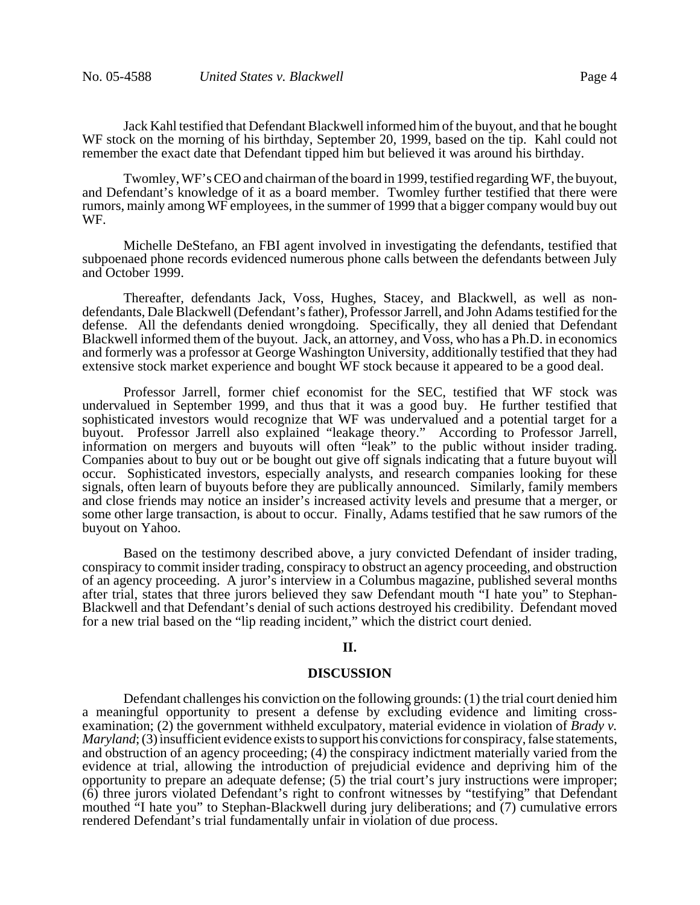Jack Kahl testified that Defendant Blackwell informed him of the buyout, and that he bought WF stock on the morning of his birthday, September 20, 1999, based on the tip. Kahl could not remember the exact date that Defendant tipped him but believed it was around his birthday.

Twomley, WF's CEO and chairman of the board in 1999, testified regarding WF, the buyout, and Defendant's knowledge of it as a board member. Twomley further testified that there were rumors, mainly among WF employees, in the summer of 1999 that a bigger company would buy out WF.

Michelle DeStefano, an FBI agent involved in investigating the defendants, testified that subpoenaed phone records evidenced numerous phone calls between the defendants between July and October 1999.

Thereafter, defendants Jack, Voss, Hughes, Stacey, and Blackwell, as well as non-defendants, Dale Blackwell (Defendant's father), Professor Jarrell, and John Adams testified for the defense. All the defendants denied wrongdoing. Specifically, they all denied that Defendant Blackwell informed them of the buyout. Jack, an attorney, and Voss, who has a Ph.D. in economics and formerly was a professor at George Washington University, additionally testified that they had extensive stock market experience and bought WF stock because it appeared to be a good deal.

Professor Jarrell, former chief economist for the SEC, testified that WF stock was undervalued in September 1999, and thus that it was a good buy. He further testified that sophisticated investors would recognize that WF was undervalued and a potential target for a buyout. Professor Jarrell also explained "leakage theory." According to Professor Jarrell, information on mergers and buyouts will often "leak" to the public without insider trading. Companies about to buy out or be bought out give off signals indicating that a future buyout will occur. Sophisticated investors, especially analysts, and research companies looking for these signals, often learn of buyouts before they are publically announced. Similarly, family members and close friends may notice an insider's increased activity levels and presume that a merger, or some other large transaction, is about to occur. Finally, Adams testified that he saw rumors of the buyout on Yahoo.

Based on the testimony described above, a jury convicted Defendant of insider trading, conspiracy to commit insider trading, conspiracy to obstruct an agency proceeding, and obstruction of an agency proceeding. A juror's interview in a Columbus magazine, published several months after trial, states that three jurors believed they saw Defendant mouth "I hate you" to Stephan-Blackwell and that Defendant's denial of such actions destroyed his credibility. Defendant moved for a new trial based on the "lip reading incident," which the district court denied.

## II.

## DISCUSSION

Defendant challenges his conviction on the following grounds: (1) the trial court denied him a meaningful opportunity to present a defense by excluding evidence and limiting cross-examination; (2) the government withheld exculpatory, material evidence in violation of *Brady v. Maryland*; (3) insufficient evidence exists to support his convictions for conspiracy, false statements, and obstruction of an agency proceeding; (4) the conspiracy indictment materially varied from the evidence at trial, allowing the introduction of prejudicial evidence and depriving him of the opportunity to prepare an adequate defense; (5) the trial court's jury instructions were improper; (6) three jurors violated Defendant's right to confront witnesses by "testifying" that Defendant mouthed "I hate you" to Stephan-Blackwell during jury deliberations; and (7) cumulative errors rendered Defendant's trial fundamentally unfair in violation of due process.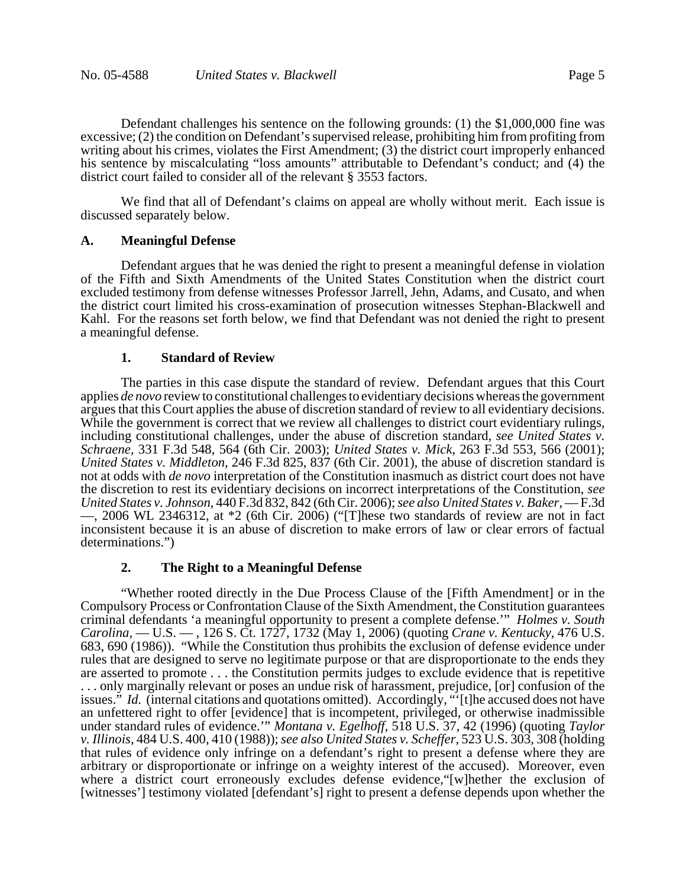Defendant challenges his sentence on the following grounds: (1) the $1,000,000 fine was excessive; (2) the condition on Defendant's supervised release, prohibiting him from profiting from writing about his crimes, violates the First Amendment; (3) the district court improperly enhanced his sentence by miscalculating "loss amounts" attributable to Defendant's conduct; and (4) the district court failed to consider all of the relevant § 3553 factors.

We find that all of Defendant's claims on appeal are wholly without merit. Each issue is discussed separately below.

### A. Meaningful Defense

Defendant argues that he was denied the right to present a meaningful defense in violation of the Fifth and Sixth Amendments of the United States Constitution when the district court excluded testimony from defense witnesses Professor Jarrell, Jehn, Adams, and Cusato, and when the district court limited his cross-examination of prosecution witnesses Stephan-Blackwell and Kahl. For the reasons set forth below, we find that Defendant was not denied the right to present a meaningful defense.

#### 1. Standard of Review

The parties in this case dispute the standard of review. Defendant argues that this Court applies *de novo* review to constitutional challenges to evidentiary decisions whereas the government argues that this Court applies the abuse of discretion standard of review to all evidentiary decisions. While the government is correct that we review all challenges to district court evidentiary rulings, including constitutional challenges, under the abuse of discretion standard, *see United States v. Schraene*, 331 F.3d 548, 564 (6th Cir. 2003); *United States v. Mick*, 263 F.3d 553, 566 (2001); *United States v. Middleton*, 246 F.3d 825, 837 (6th Cir. 2001), the abuse of discretion standard is not at odds with *de novo* interpretation of the Constitution inasmuch as district court does not have the discretion to rest its evidentiary decisions on incorrect interpretations of the Constitution, *see United States v. Johnson*, 440 F.3d 832, 842 (6th Cir. 2006); *see also United States v. Baker*, — F.3d —, 2006 WL 2346312, at *2 (6th Cir. 2006) ("[T]hese two standards of review are not in fact inconsistent because it is an abuse of discretion to make errors of law or clear errors of factual determinations.")

#### 2. The Right to a Meaningful Defense

"Whether rooted directly in the Due Process Clause of the [Fifth Amendment] or in the Compulsory Process or Confrontation Clause of the Sixth Amendment, the Constitution guarantees criminal defendants 'a meaningful opportunity to present a complete defense.'" *Holmes v. South Carolina*, — U.S. — , 126 S. Ct. 1727, 1732 (May 1, 2006) (quoting *Crane v. Kentucky*, 476 U.S. 683, 690 (1986)). "While the Constitution thus prohibits the exclusion of defense evidence under rules that are designed to serve no legitimate purpose or that are disproportionate to the ends they are asserted to promote . . . the Constitution permits judges to exclude evidence that is repetitive . . . only marginally relevant or poses an undue risk of harassment, prejudice, [or] confusion of the issues." *Id.* (internal citations and quotations omitted). Accordingly, "'[t]he accused does not have an unfettered right to offer [evidence] that is incompetent, privileged, or otherwise inadmissible under standard rules of evidence.'" *Montana v. Egelhoff*, 518 U.S. 37, 42 (1996) (quoting *Taylor v. Illinois*, 484 U.S. 400, 410 (1988)); *see also United States v. Scheffer*, 523 U.S. 303, 308 (holding that rules of evidence only infringe on a defendant's right to present a defense where they are arbitrary or disproportionate or infringe on a weighty interest of the accused). Moreover, even where a district court erroneously excludes defense evidence,"[w]hether the exclusion of [witnesses'] testimony violated [defendant's] right to present a defense depends upon whether the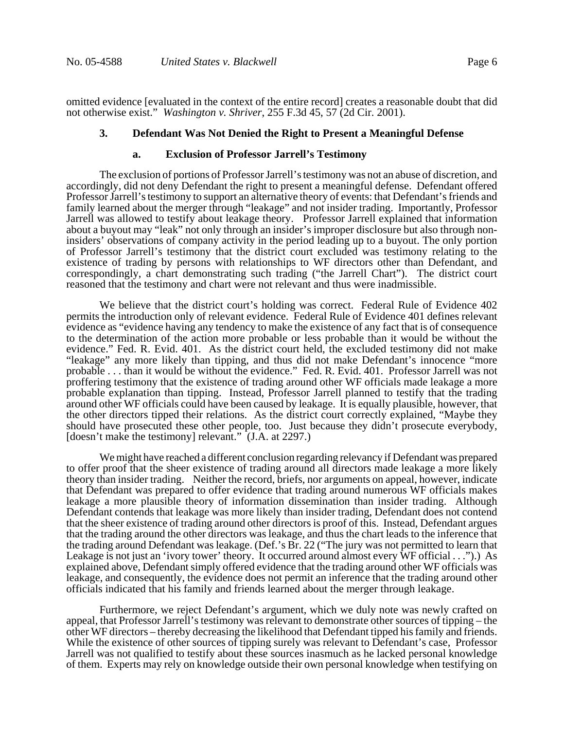omitted evidence [evaluated in the context of the entire record] creates a reasonable doubt that did not otherwise exist." *Washington v. Shriver*, 255 F.3d 45, 57 (2d Cir. 2001).

### 3. Defendant Was Not Denied the Right to Present a Meaningful Defense

#### a. Exclusion of Professor Jarrell's Testimony

The exclusion of portions of Professor Jarrell's testimony was not an abuse of discretion, and accordingly, did not deny Defendant the right to present a meaningful defense. Defendant offered Professor Jarrell's testimony to support an alternative theory of events: that Defendant's friends and family learned about the merger through "leakage" and not insider trading. Importantly, Professor Jarrell was allowed to testify about leakage theory. Professor Jarrell explained that information about a buyout may "leak" not only through an insider's improper disclosure but also through non-insiders' observations of company activity in the period leading up to a buyout. The only portion of Professor Jarrell's testimony that the district court excluded was testimony relating to the existence of trading by persons with relationships to WF directors other than Defendant, and correspondingly, a chart demonstrating such trading ("the Jarrell Chart"). The district court reasoned that the testimony and chart were not relevant and thus were inadmissible.

We believe that the district court's holding was correct. Federal Rule of Evidence 402 permits the introduction only of relevant evidence. Federal Rule of Evidence 401 defines relevant evidence as "evidence having any tendency to make the existence of any fact that is of consequence to the determination of the action more probable or less probable than it would be without the evidence." Fed. R. Evid. 401. As the district court held, the excluded testimony did not make "leakage" any more likely than tipping, and thus did not make Defendant's innocence "more probable . . . than it would be without the evidence." Fed. R. Evid. 401. Professor Jarrell was not proffering testimony that the existence of trading around other WF officials made leakage a more probable explanation than tipping. Instead, Professor Jarrell planned to testify that the trading around other WF officials could have been caused by leakage. It is equally plausible, however, that the other directors tipped their relations. As the district court correctly explained, "Maybe they should have prosecuted these other people, too. Just because they didn't prosecute everybody, [doesn't make the testimony] relevant." (J.A. at 2297.)

We might have reached a different conclusion regarding relevancy if Defendant was prepared to offer proof that the sheer existence of trading around all directors made leakage a more likely theory than insider trading. Neither the record, briefs, nor arguments on appeal, however, indicate that Defendant was prepared to offer evidence that trading around numerous WF officials makes leakage a more plausible theory of information dissemination than insider trading. Although Defendant contends that leakage was more likely than insider trading, Defendant does not contend that the sheer existence of trading around other directors is proof of this. Instead, Defendant argues that the trading around the other directors was leakage, and thus the chart leads to the inference that the trading around Defendant was leakage. (Def.'s Br. 22 ("The jury was not permitted to learn that Leakage is not just an 'ivory tower' theory. It occurred around almost every WF official . . .").) As explained above, Defendant simply offered evidence that the trading around other WF officials was leakage, and consequently, the evidence does not permit an inference that the trading around other officials indicated that his family and friends learned about the merger through leakage.

Furthermore, we reject Defendant's argument, which we duly note was newly crafted on appeal, that Professor Jarrell's testimony was relevant to demonstrate other sources of tipping – the other WF directors – thereby decreasing the likelihood that Defendant tipped his family and friends. While the existence of other sources of tipping surely was relevant to Defendant's case, Professor Jarrell was not qualified to testify about these sources inasmuch as he lacked personal knowledge of them. Experts may rely on knowledge outside their own personal knowledge when testifying on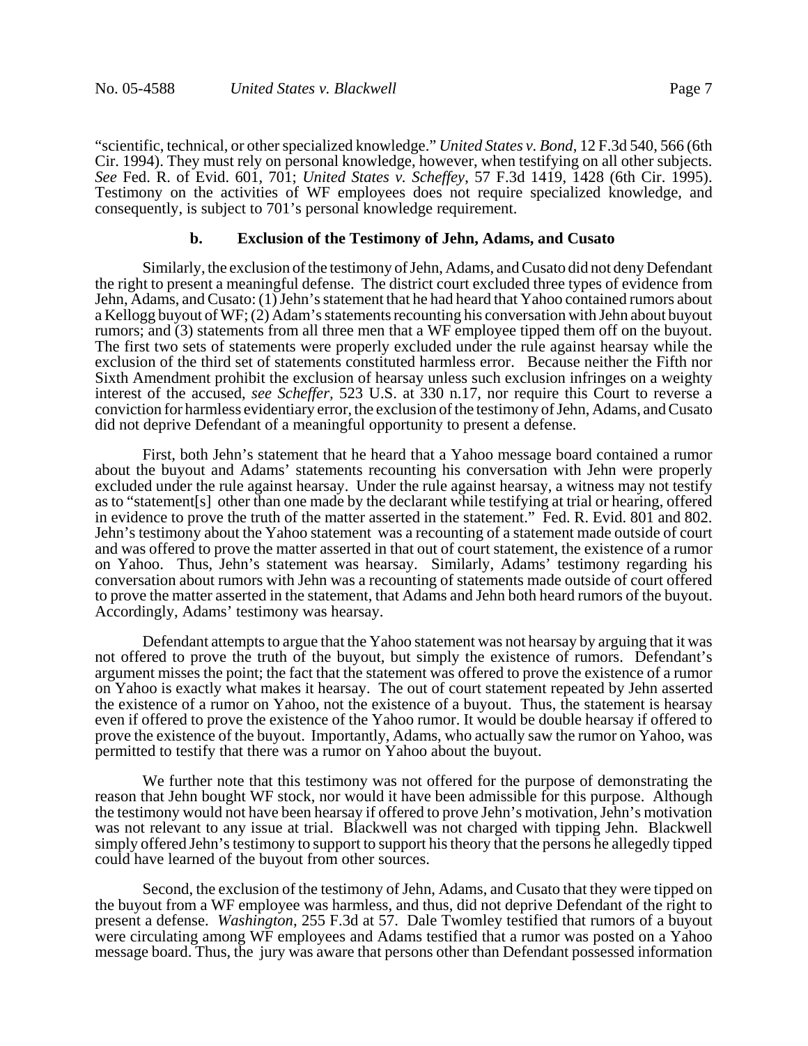"scientific, technical, or other specialized knowledge." *United States v. Bond*, 12 F.3d 540, 566 (6th Cir. 1994). They must rely on personal knowledge, however, when testifying on all other subjects. *See* Fed. R. of Evid. 601, 701; *United States v. Scheffey*, 57 F.3d 1419, 1428 (6th Cir. 1995). Testimony on the activities of WF employees does not require specialized knowledge, and consequently, is subject to 701's personal knowledge requirement.

**b. Exclusion of the Testimony of Jehn, Adams, and Cusato**

Similarly, the exclusion of the testimony of Jehn, Adams, and Cusato did not deny Defendant the right to present a meaningful defense. The district court excluded three types of evidence from Jehn, Adams, and Cusato: (1) Jehn's statement that he had heard that Yahoo contained rumors about a Kellogg buyout of WF; (2) Adam's statements recounting his conversation with Jehn about buyout rumors; and (3) statements from all three men that a WF employee tipped them off on the buyout. The first two sets of statements were properly excluded under the rule against hearsay while the exclusion of the third set of statements constituted harmless error. Because neither the Fifth nor Sixth Amendment prohibit the exclusion of hearsay unless such exclusion infringes on a weighty interest of the accused, *see Scheffer*, 523 U.S. at 330 n.17, nor require this Court to reverse a conviction for harmless evidentiary error, the exclusion of the testimony of Jehn, Adams, and Cusato did not deprive Defendant of a meaningful opportunity to present a defense.

First, both Jehn's statement that he heard that a Yahoo message board contained a rumor about the buyout and Adams' statements recounting his conversation with Jehn were properly excluded under the rule against hearsay. Under the rule against hearsay, a witness may not testify as to "statement[s] other than one made by the declarant while testifying at trial or hearing, offered in evidence to prove the truth of the matter asserted in the statement." Fed. R. Evid. 801 and 802. Jehn's testimony about the Yahoo statement was a recounting of a statement made outside of court and was offered to prove the matter asserted in that out of court statement, the existence of a rumor on Yahoo. Thus, Jehn's statement was hearsay. Similarly, Adams' testimony regarding his conversation about rumors with Jehn was a recounting of statements made outside of court offered to prove the matter asserted in the statement, that Adams and Jehn both heard rumors of the buyout. Accordingly, Adams' testimony was hearsay.

Defendant attempts to argue that the Yahoo statement was not hearsay by arguing that it was not offered to prove the truth of the buyout, but simply the existence of rumors. Defendant's argument misses the point; the fact that the statement was offered to prove the existence of a rumor on Yahoo is exactly what makes it hearsay. The out of court statement repeated by Jehn asserted the existence of a rumor on Yahoo, not the existence of a buyout. Thus, the statement is hearsay even if offered to prove the existence of the Yahoo rumor. It would be double hearsay if offered to prove the existence of the buyout. Importantly, Adams, who actually saw the rumor on Yahoo, was permitted to testify that there was a rumor on Yahoo about the buyout.

We further note that this testimony was not offered for the purpose of demonstrating the reason that Jehn bought WF stock, nor would it have been admissible for this purpose. Although the testimony would not have been hearsay if offered to prove Jehn's motivation, Jehn's motivation was not relevant to any issue at trial. Blackwell was not charged with tipping Jehn. Blackwell simply offered Jehn's testimony to support to support his theory that the persons he allegedly tipped could have learned of the buyout from other sources.

Second, the exclusion of the testimony of Jehn, Adams, and Cusato that they were tipped on the buyout from a WF employee was harmless, and thus, did not deprive Defendant of the right to present a defense. *Washington*, 255 F.3d at 57. Dale Twomley testified that rumors of a buyout were circulating among WF employees and Adams testified that a rumor was posted on a Yahoo message board. Thus, the jury was aware that persons other than Defendant possessed information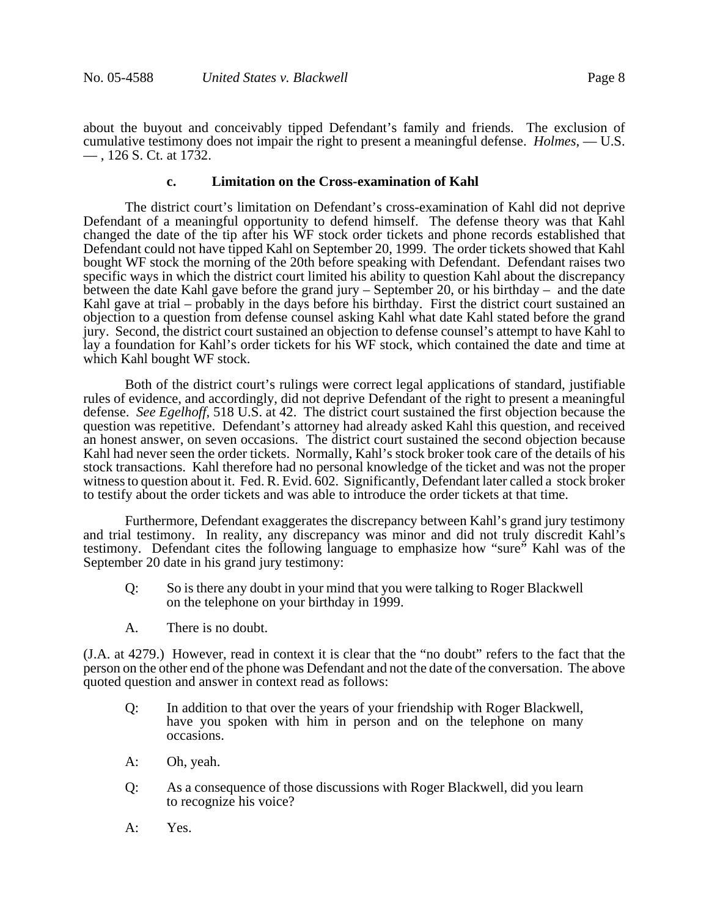about the buyout and conceivably tipped Defendant's family and friends. The exclusion of cumulative testimony does not impair the right to present a meaningful defense. *Holmes*, — U.S. — , 126 S. Ct. at 1732.

### c. Limitation on the Cross-examination of Kahl

The district court's limitation on Defendant's cross-examination of Kahl did not deprive Defendant of a meaningful opportunity to defend himself. The defense theory was that Kahl changed the date of the tip after his WF stock order tickets and phone records established that Defendant could not have tipped Kahl on September 20, 1999. The order tickets showed that Kahl bought WF stock the morning of the 20th before speaking with Defendant. Defendant raises two specific ways in which the district court limited his ability to question Kahl about the discrepancy between the date Kahl gave before the grand jury – September 20, or his birthday – and the date Kahl gave at trial – probably in the days before his birthday. First the district court sustained an objection to a question from defense counsel asking Kahl what date Kahl stated before the grand jury. Second, the district court sustained an objection to defense counsel's attempt to have Kahl to lay a foundation for Kahl's order tickets for his WF stock, which contained the date and time at which Kahl bought WF stock.

Both of the district court's rulings were correct legal applications of standard, justifiable rules of evidence, and accordingly, did not deprive Defendant of the right to present a meaningful defense. *See Egelhoff*, 518 U.S. at 42. The district court sustained the first objection because the question was repetitive. Defendant's attorney had already asked Kahl this question, and received an honest answer, on seven occasions. The district court sustained the second objection because Kahl had never seen the order tickets. Normally, Kahl's stock broker took care of the details of his stock transactions. Kahl therefore had no personal knowledge of the ticket and was not the proper witness to question about it. Fed. R. Evid. 602. Significantly, Defendant later called a stock broker to testify about the order tickets and was able to introduce the order tickets at that time.

Furthermore, Defendant exaggerates the discrepancy between Kahl's grand jury testimony and trial testimony. In reality, any discrepancy was minor and did not truly discredit Kahl's testimony. Defendant cites the following language to emphasize how "sure" Kahl was of the September 20 date in his grand jury testimony:

> Q: So is there any doubt in your mind that you were talking to Roger Blackwell on the telephone on your birthday in 1999.
>
> A. There is no doubt.

(J.A. at 4279.) However, read in context it is clear that the "no doubt" refers to the fact that the person on the other end of the phone was Defendant and not the date of the conversation. The above quoted question and answer in context read as follows:

> Q: In addition to that over the years of your friendship with Roger Blackwell, have you spoken with him in person and on the telephone on many occasions.
>
> A: Oh, yeah.
>
> Q: As a consequence of those discussions with Roger Blackwell, did you learn to recognize his voice?
>
> A: Yes.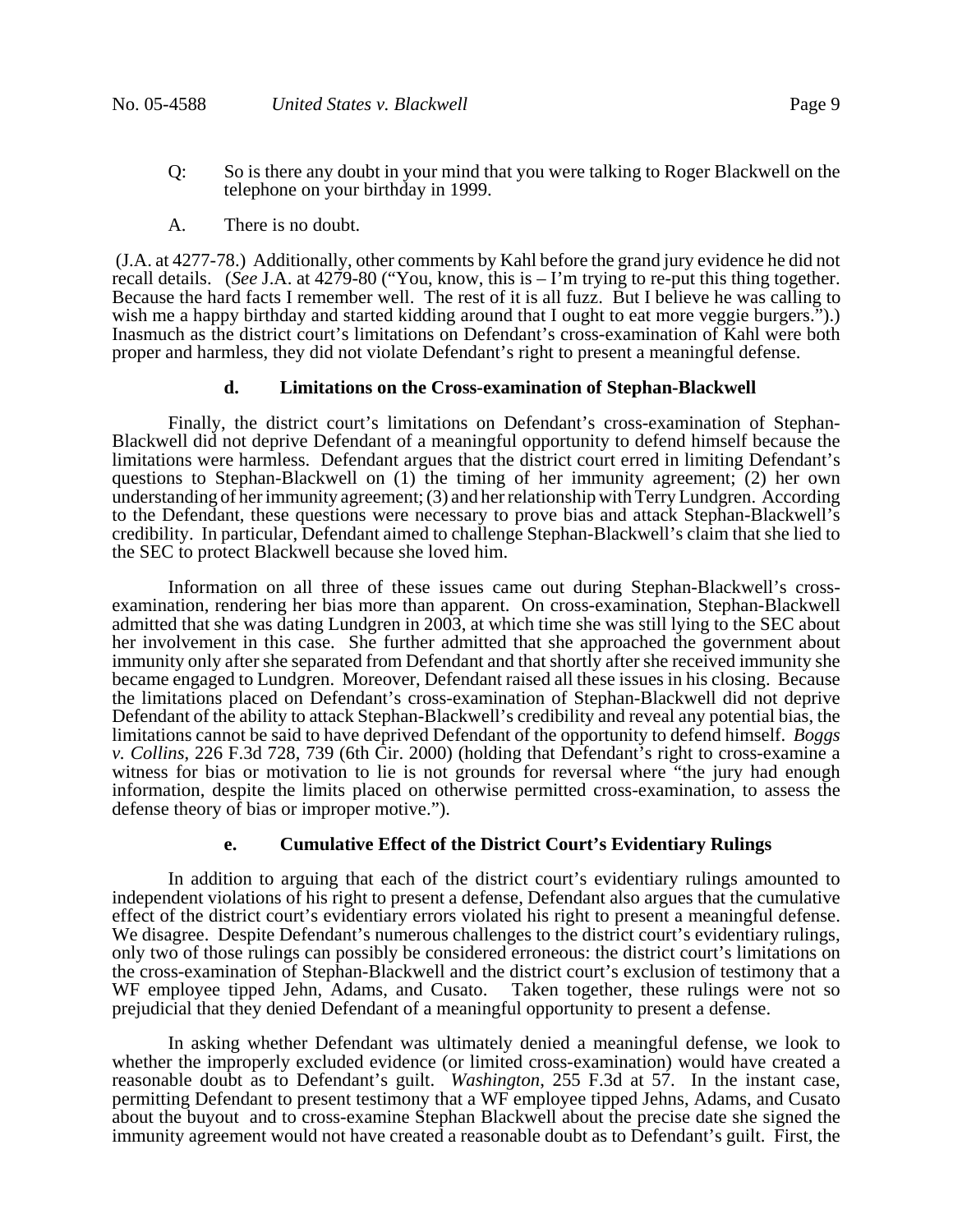Q: So is there any doubt in your mind that you were talking to Roger Blackwell on the telephone on your birthday in 1999.

A. There is no doubt.

(J.A. at 4277-78.) Additionally, other comments by Kahl before the grand jury evidence he did not recall details. (*See* J.A. at 4279-80 ("You, know, this is – I'm trying to re-put this thing together. Because the hard facts I remember well. The rest of it is all fuzz. But I believe he was calling to wish me a happy birthday and started kidding around that I ought to eat more veggie burgers.").) Inasmuch as the district court's limitations on Defendant's cross-examination of Kahl were both proper and harmless, they did not violate Defendant's right to present a meaningful defense.

#### d. Limitations on the Cross-examination of Stephan-Blackwell

Finally, the district court's limitations on Defendant's cross-examination of Stephan-Blackwell did not deprive Defendant of a meaningful opportunity to defend himself because the limitations were harmless. Defendant argues that the district court erred in limiting Defendant's questions to Stephan-Blackwell on (1) the timing of her immunity agreement; (2) her own understanding of her immunity agreement; (3) and her relationship with Terry Lundgren. According to the Defendant, these questions were necessary to prove bias and attack Stephan-Blackwell's credibility. In particular, Defendant aimed to challenge Stephan-Blackwell's claim that she lied to the SEC to protect Blackwell because she loved him.

Information on all three of these issues came out during Stephan-Blackwell's cross-examination, rendering her bias more than apparent. On cross-examination, Stephan-Blackwell admitted that she was dating Lundgren in 2003, at which time she was still lying to the SEC about her involvement in this case. She further admitted that she approached the government about immunity only after she separated from Defendant and that shortly after she received immunity she became engaged to Lundgren. Moreover, Defendant raised all these issues in his closing. Because the limitations placed on Defendant's cross-examination of Stephan-Blackwell did not deprive Defendant of the ability to attack Stephan-Blackwell's credibility and reveal any potential bias, the limitations cannot be said to have deprived Defendant of the opportunity to defend himself. *Boggs v. Collins*, 226 F.3d 728, 739 (6th Cir. 2000) (holding that Defendant's right to cross-examine a witness for bias or motivation to lie is not grounds for reversal where "the jury had enough information, despite the limits placed on otherwise permitted cross-examination, to assess the defense theory of bias or improper motive.").

#### e. Cumulative Effect of the District Court's Evidentiary Rulings

In addition to arguing that each of the district court's evidentiary rulings amounted to independent violations of his right to present a defense, Defendant also argues that the cumulative effect of the district court's evidentiary errors violated his right to present a meaningful defense. We disagree. Despite Defendant's numerous challenges to the district court's evidentiary rulings, only two of those rulings can possibly be considered erroneous: the district court's limitations on the cross-examination of Stephan-Blackwell and the district court's exclusion of testimony that a WF employee tipped Jehn, Adams, and Cusato. Taken together, these rulings were not so prejudicial that they denied Defendant of a meaningful opportunity to present a defense.

In asking whether Defendant was ultimately denied a meaningful defense, we look to whether the improperly excluded evidence (or limited cross-examination) would have created a reasonable doubt as to Defendant's guilt. *Washington*, 255 F.3d at 57. In the instant case, permitting Defendant to present testimony that a WF employee tipped Jehns, Adams, and Cusato about the buyout and to cross-examine Stephan Blackwell about the precise date she signed the immunity agreement would not have created a reasonable doubt as to Defendant's guilt. First, the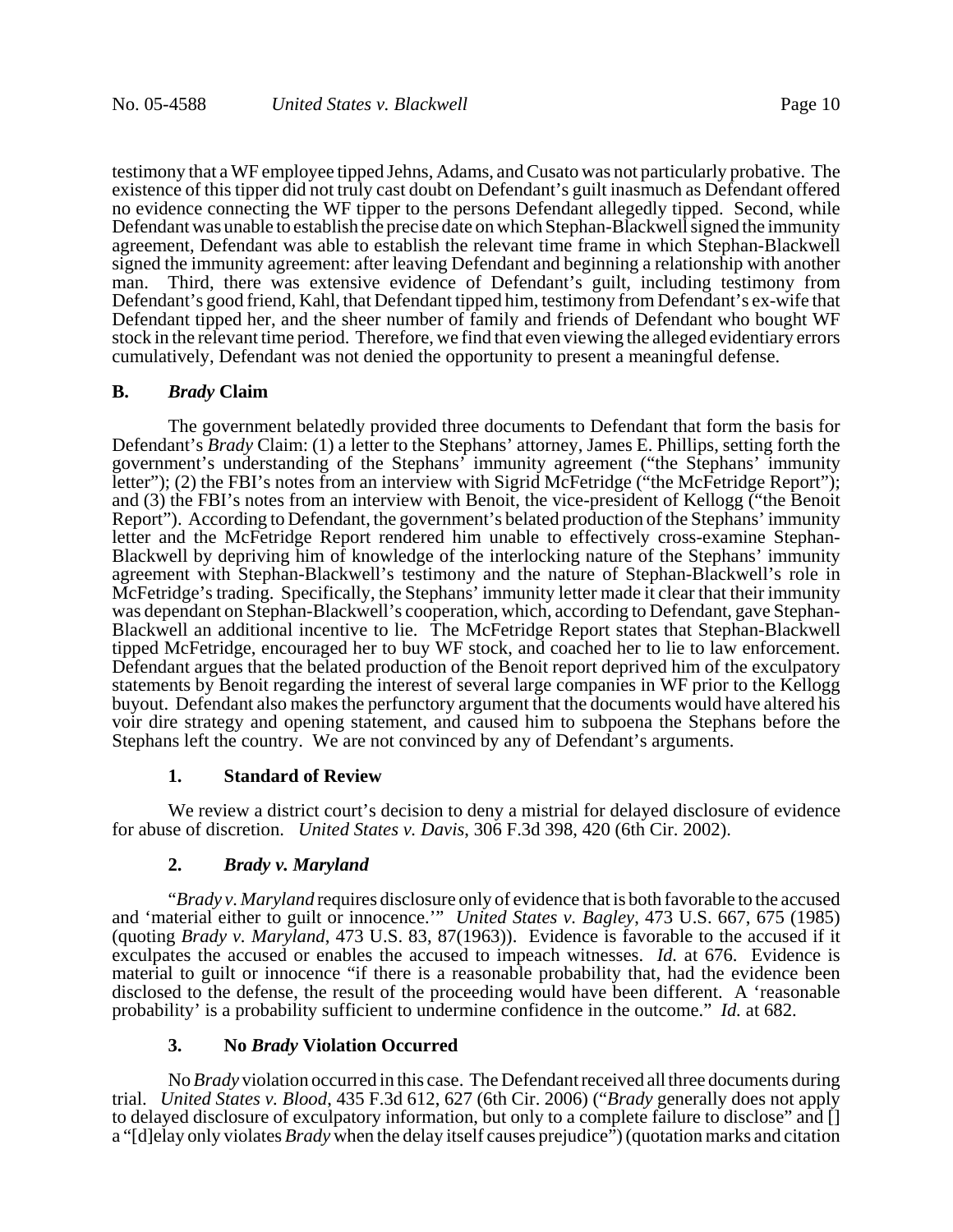testimony that a WF employee tipped Jehns, Adams, and Cusato was not particularly probative. The existence of this tipper did not truly cast doubt on Defendant's guilt inasmuch as Defendant offered no evidence connecting the WF tipper to the persons Defendant allegedly tipped. Second, while Defendant was unable to establish the precise date on which Stephan-Blackwell signed the immunity agreement, Defendant was able to establish the relevant time frame in which Stephan-Blackwell signed the immunity agreement: after leaving Defendant and beginning a relationship with another man. Third, there was extensive evidence of Defendant's guilt, including testimony from Defendant's good friend, Kahl, that Defendant tipped him, testimony from Defendant's ex-wife that Defendant tipped her, and the sheer number of family and friends of Defendant who bought WF stock in the relevant time period. Therefore, we find that even viewing the alleged evidentiary errors cumulatively, Defendant was not denied the opportunity to present a meaningful defense.

## B. *Brady* Claim

The government belatedly provided three documents to Defendant that form the basis for Defendant's *Brady* Claim: (1) a letter to the Stephans' attorney, James E. Phillips, setting forth the government's understanding of the Stephans' immunity agreement ("the Stephans' immunity letter"); (2) the FBI's notes from an interview with Sigrid McFetridge ("the McFetridge Report"); and (3) the FBI's notes from an interview with Benoit, the vice-president of Kellogg ("the Benoit Report"). According to Defendant, the government's belated production of the Stephans' immunity letter and the McFetridge Report rendered him unable to effectively cross-examine Stephan-Blackwell by depriving him of knowledge of the interlocking nature of the Stephans' immunity agreement with Stephan-Blackwell's testimony and the nature of Stephan-Blackwell's role in McFetridge's trading. Specifically, the Stephans' immunity letter made it clear that their immunity was dependant on Stephan-Blackwell's cooperation, which, according to Defendant, gave Stephan-Blackwell an additional incentive to lie. The McFetridge Report states that Stephan-Blackwell tipped McFetridge, encouraged her to buy WF stock, and coached her to lie to law enforcement. Defendant argues that the belated production of the Benoit report deprived him of the exculpatory statements by Benoit regarding the interest of several large companies in WF prior to the Kellogg buyout. Defendant also makes the perfunctory argument that the documents would have altered his voir dire strategy and opening statement, and caused him to subpoena the Stephans before the Stephans left the country. We are not convinced by any of Defendant's arguments.

### 1. Standard of Review

We review a district court's decision to deny a mistrial for delayed disclosure of evidence for abuse of discretion. *United States v. Davis*, 306 F.3d 398, 420 (6th Cir. 2002).

### 2. *Brady v. Maryland*

"*Brady v. Maryland* requires disclosure only of evidence that is both favorable to the accused and 'material either to guilt or innocence.'" *United States v. Bagley*, 473 U.S. 667, 675 (1985) (quoting *Brady v. Maryland*, 473 U.S. 83, 87(1963)). Evidence is favorable to the accused if it exculpates the accused or enables the accused to impeach witnesses. *Id.* at 676. Evidence is material to guilt or innocence "if there is a reasonable probability that, had the evidence been disclosed to the defense, the result of the proceeding would have been different. A 'reasonable probability' is a probability sufficient to undermine confidence in the outcome." *Id.* at 682.

### 3. No *Brady* Violation Occurred

No *Brady* violation occurred in this case. The Defendant received all three documents during trial. *United States v. Blood*, 435 F.3d 612, 627 (6th Cir. 2006) ("*Brady* generally does not apply to delayed disclosure of exculpatory information, but only to a complete failure to disclose" and [] a "[d]elay only violates *Brady* when the delay itself causes prejudice") (quotation marks and citation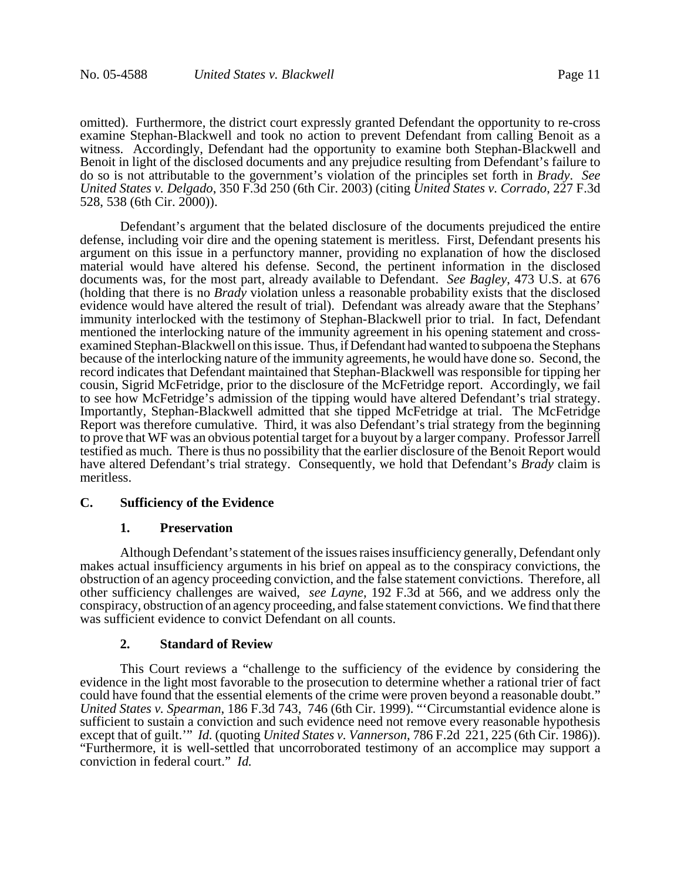omitted). Furthermore, the district court expressly granted Defendant the opportunity to re-cross examine Stephan-Blackwell and took no action to prevent Defendant from calling Benoit as a witness. Accordingly, Defendant had the opportunity to examine both Stephan-Blackwell and Benoit in light of the disclosed documents and any prejudice resulting from Defendant's failure to do so is not attributable to the government's violation of the principles set forth in *Brady*. *See United States v. Delgado*, 350 F.3d 250 (6th Cir. 2003) (citing *United States v. Corrado*, 227 F.3d 528, 538 (6th Cir. 2000)).

Defendant's argument that the belated disclosure of the documents prejudiced the entire defense, including voir dire and the opening statement is meritless. First, Defendant presents his argument on this issue in a perfunctory manner, providing no explanation of how the disclosed material would have altered his defense. Second, the pertinent information in the disclosed documents was, for the most part, already available to Defendant. *See Bagley*, 473 U.S. at 676 (holding that there is no *Brady* violation unless a reasonable probability exists that the disclosed evidence would have altered the result of trial). Defendant was already aware that the Stephans' immunity interlocked with the testimony of Stephan-Blackwell prior to trial. In fact, Defendant mentioned the interlocking nature of the immunity agreement in his opening statement and cross-examined Stephan-Blackwell on this issue. Thus, if Defendant had wanted to subpoena the Stephans because of the interlocking nature of the immunity agreements, he would have done so. Second, the record indicates that Defendant maintained that Stephan-Blackwell was responsible for tipping her cousin, Sigrid McFetridge, prior to the disclosure of the McFetridge report. Accordingly, we fail to see how McFetridge's admission of the tipping would have altered Defendant's trial strategy. Importantly, Stephan-Blackwell admitted that she tipped McFetridge at trial. The McFetridge Report was therefore cumulative. Third, it was also Defendant's trial strategy from the beginning to prove that WF was an obvious potential target for a buyout by a larger company. Professor Jarrell testified as much. There is thus no possibility that the earlier disclosure of the Benoit Report would have altered Defendant's trial strategy. Consequently, we hold that Defendant's *Brady* claim is meritless.

## C. Sufficiency of the Evidence

### 1. Preservation

Although Defendant's statement of the issues raises insufficiency generally, Defendant only makes actual insufficiency arguments in his brief on appeal as to the conspiracy convictions, the obstruction of an agency proceeding conviction, and the false statement convictions. Therefore, all other sufficiency challenges are waived, *see Layne*, 192 F.3d at 566, and we address only the conspiracy, obstruction of an agency proceeding, and false statement convictions. We find that there was sufficient evidence to convict Defendant on all counts.

### 2. Standard of Review

This Court reviews a "challenge to the sufficiency of the evidence by considering the evidence in the light most favorable to the prosecution to determine whether a rational trier of fact could have found that the essential elements of the crime were proven beyond a reasonable doubt." *United States v. Spearman*, 186 F.3d 743, 746 (6th Cir. 1999). "'Circumstantial evidence alone is sufficient to sustain a conviction and such evidence need not remove every reasonable hypothesis except that of guilt.'" *Id.* (quoting *United States v. Vannerson*, 786 F.2d 221, 225 (6th Cir. 1986)). "Furthermore, it is well-settled that uncorroborated testimony of an accomplice may support a conviction in federal court." *Id.*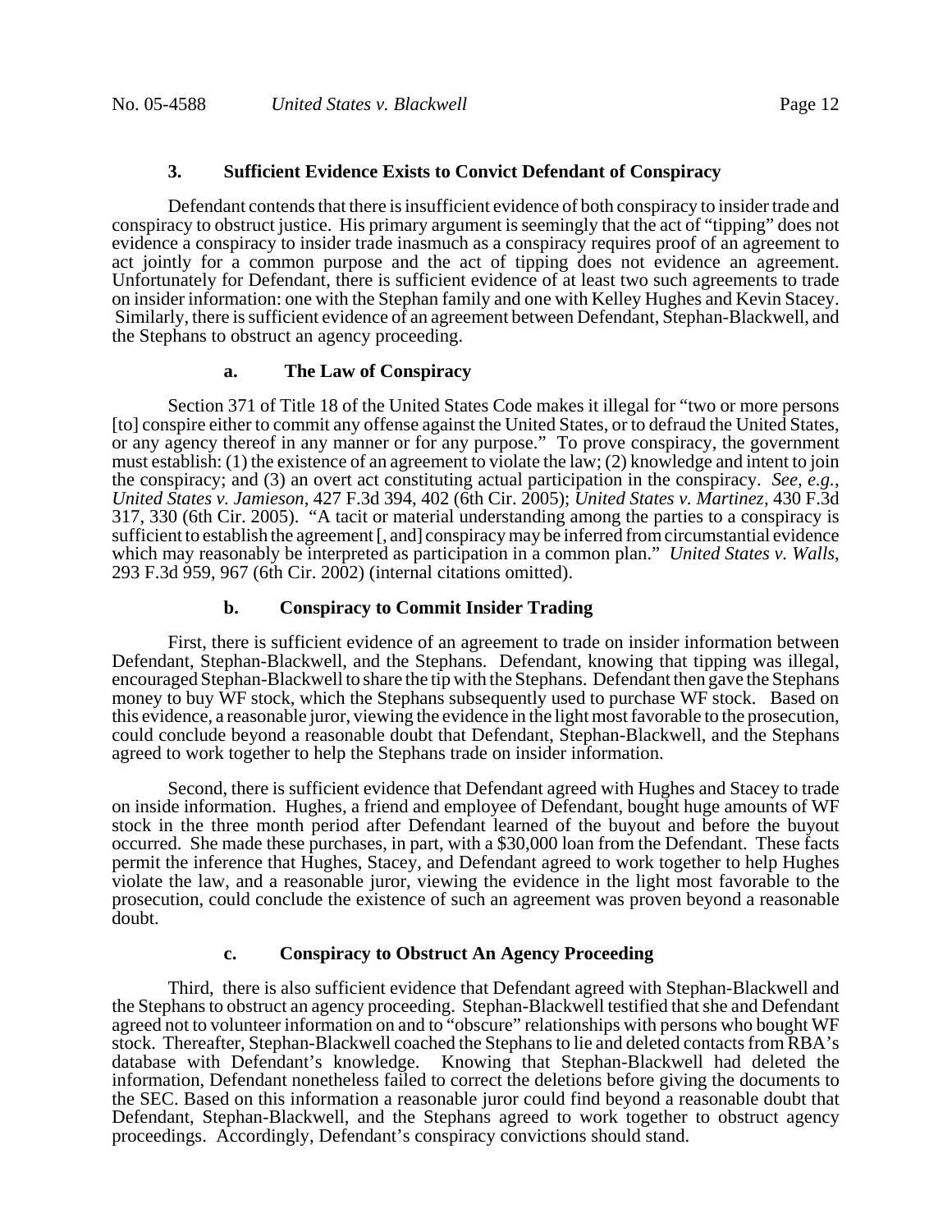### 3. Sufficient Evidence Exists to Convict Defendant of Conspiracy

Defendant contends that there is insufficient evidence of both conspiracy to insider trade and conspiracy to obstruct justice. His primary argument is seemingly that the act of "tipping" does not evidence a conspiracy to insider trade inasmuch as a conspiracy requires proof of an agreement to act jointly for a common purpose and the act of tipping does not evidence an agreement. Unfortunately for Defendant, there is sufficient evidence of at least two such agreements to trade on insider information: one with the Stephan family and one with Kelley Hughes and Kevin Stacey. Similarly, there is sufficient evidence of an agreement between Defendant, Stephan-Blackwell, and the Stephans to obstruct an agency proceeding.

#### a. The Law of Conspiracy

Section 371 of Title 18 of the United States Code makes it illegal for "two or more persons [to] conspire either to commit any offense against the United States, or to defraud the United States, or any agency thereof in any manner or for any purpose." To prove conspiracy, the government must establish: (1) the existence of an agreement to violate the law; (2) knowledge and intent to join the conspiracy; and (3) an overt act constituting actual participation in the conspiracy. *See, e.g., United States v. Jamieson*, 427 F.3d 394, 402 (6th Cir. 2005); *United States v. Martinez*, 430 F.3d 317, 330 (6th Cir. 2005). "A tacit or material understanding among the parties to a conspiracy is sufficient to establish the agreement [, and] conspiracy may be inferred from circumstantial evidence which may reasonably be interpreted as participation in a common plan." *United States v. Walls*, 293 F.3d 959, 967 (6th Cir. 2002) (internal citations omitted).

#### b. Conspiracy to Commit Insider Trading

First, there is sufficient evidence of an agreement to trade on insider information between Defendant, Stephan-Blackwell, and the Stephans. Defendant, knowing that tipping was illegal, encouraged Stephan-Blackwell to share the tip with the Stephans. Defendant then gave the Stephans money to buy WF stock, which the Stephans subsequently used to purchase WF stock. Based on this evidence, a reasonable juror, viewing the evidence in the light most favorable to the prosecution, could conclude beyond a reasonable doubt that Defendant, Stephan-Blackwell, and the Stephans agreed to work together to help the Stephans trade on insider information.

Second, there is sufficient evidence that Defendant agreed with Hughes and Stacey to trade on inside information. Hughes, a friend and employee of Defendant, bought huge amounts of WF stock in the three month period after Defendant learned of the buyout and before the buyout occurred. She made these purchases, in part, with a $30,000 loan from the Defendant. These facts permit the inference that Hughes, Stacey, and Defendant agreed to work together to help Hughes violate the law, and a reasonable juror, viewing the evidence in the light most favorable to the prosecution, could conclude the existence of such an agreement was proven beyond a reasonable doubt.

#### c. Conspiracy to Obstruct An Agency Proceeding

Third, there is also sufficient evidence that Defendant agreed with Stephan-Blackwell and the Stephans to obstruct an agency proceeding. Stephan-Blackwell testified that she and Defendant agreed not to volunteer information on and to "obscure" relationships with persons who bought WF stock. Thereafter, Stephan-Blackwell coached the Stephans to lie and deleted contacts from RBA's database with Defendant's knowledge. Knowing that Stephan-Blackwell had deleted the information, Defendant nonetheless failed to correct the deletions before giving the documents to the SEC. Based on this information a reasonable juror could find beyond a reasonable doubt that Defendant, Stephan-Blackwell, and the Stephans agreed to work together to obstruct agency proceedings. Accordingly, Defendant's conspiracy convictions should stand.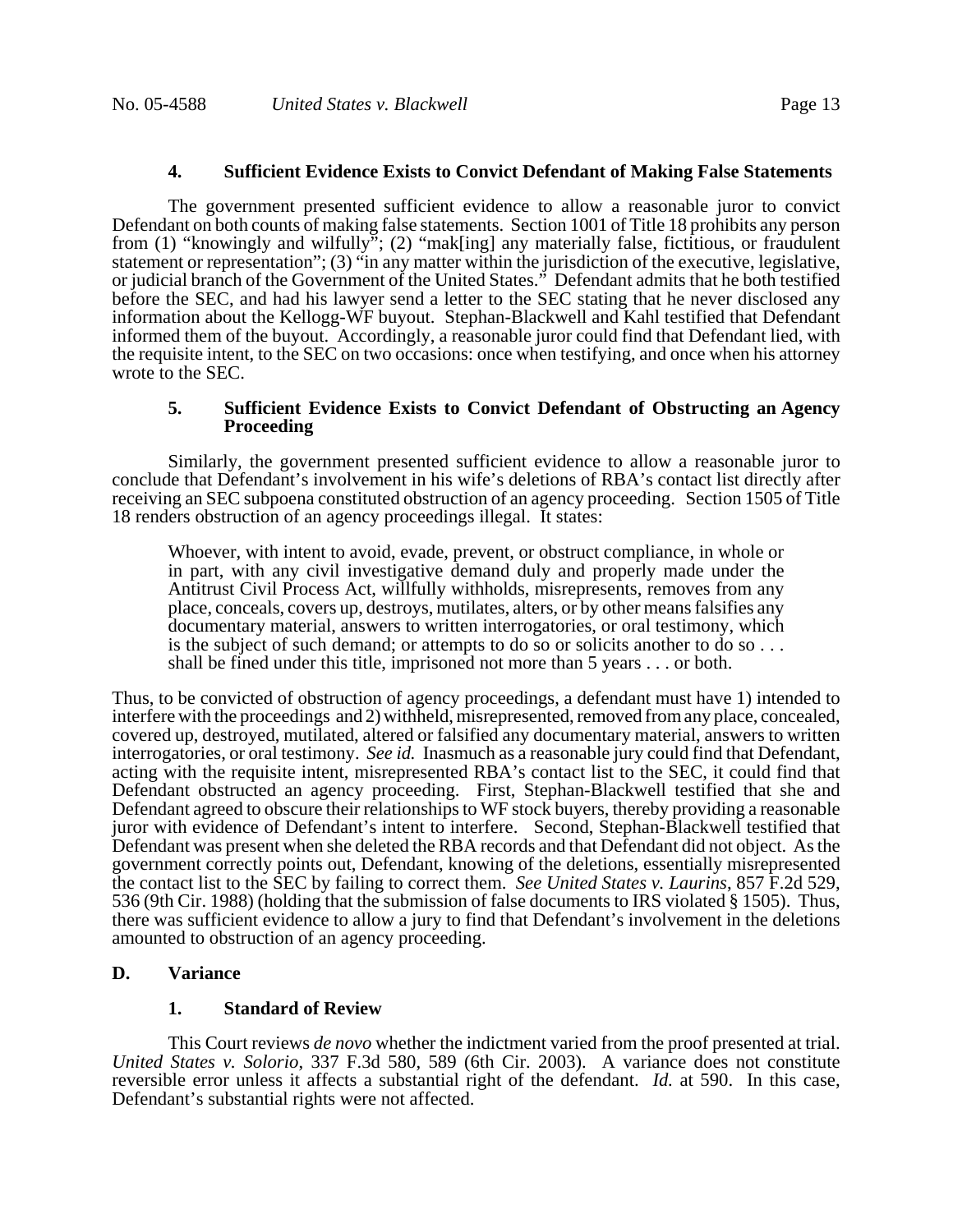#### 4. Sufficient Evidence Exists to Convict Defendant of Making False Statements

The government presented sufficient evidence to allow a reasonable juror to convict Defendant on both counts of making false statements. Section 1001 of Title 18 prohibits any person from (1) "knowingly and wilfully"; (2) "mak[ing] any materially false, fictitious, or fraudulent statement or representation"; (3) "in any matter within the jurisdiction of the executive, legislative, or judicial branch of the Government of the United States." Defendant admits that he both testified before the SEC, and had his lawyer send a letter to the SEC stating that he never disclosed any information about the Kellogg-WF buyout. Stephan-Blackwell and Kahl testified that Defendant informed them of the buyout. Accordingly, a reasonable juror could find that Defendant lied, with the requisite intent, to the SEC on two occasions: once when testifying, and once when his attorney wrote to the SEC.

#### 5. Sufficient Evidence Exists to Convict Defendant of Obstructing an Agency Proceeding

Similarly, the government presented sufficient evidence to allow a reasonable juror to conclude that Defendant's involvement in his wife's deletions of RBA's contact list directly after receiving an SEC subpoena constituted obstruction of an agency proceeding. Section 1505 of Title 18 renders obstruction of an agency proceedings illegal. It states:

> Whoever, with intent to avoid, evade, prevent, or obstruct compliance, in whole or in part, with any civil investigative demand duly and properly made under the Antitrust Civil Process Act, willfully withholds, misrepresents, removes from any place, conceals, covers up, destroys, mutilates, alters, or by other means falsifies any documentary material, answers to written interrogatories, or oral testimony, which is the subject of such demand; or attempts to do so or solicits another to do so . . . shall be fined under this title, imprisoned not more than 5 years . . . or both.

Thus, to be convicted of obstruction of agency proceedings, a defendant must have 1) intended to interfere with the proceedings and 2) withheld, misrepresented, removed from any place, concealed, covered up, destroyed, mutilated, altered or falsified any documentary material, answers to written interrogatories, or oral testimony. *See id.* Inasmuch as a reasonable jury could find that Defendant, acting with the requisite intent, misrepresented RBA's contact list to the SEC, it could find that Defendant obstructed an agency proceeding. First, Stephan-Blackwell testified that she and Defendant agreed to obscure their relationships to WF stock buyers, thereby providing a reasonable juror with evidence of Defendant's intent to interfere. Second, Stephan-Blackwell testified that Defendant was present when she deleted the RBA records and that Defendant did not object. As the government correctly points out, Defendant, knowing of the deletions, essentially misrepresented the contact list to the SEC by failing to correct them. *See United States v. Laurins*, 857 F.2d 529, 536 (9th Cir. 1988) (holding that the submission of false documents to IRS violated § 1505). Thus, there was sufficient evidence to allow a jury to find that Defendant's involvement in the deletions amounted to obstruction of an agency proceeding.

### D. Variance

#### 1. Standard of Review

This Court reviews *de novo* whether the indictment varied from the proof presented at trial. *United States v. Solorio*, 337 F.3d 580, 589 (6th Cir. 2003). A variance does not constitute reversible error unless it affects a substantial right of the defendant. *Id.* at 590. In this case, Defendant's substantial rights were not affected.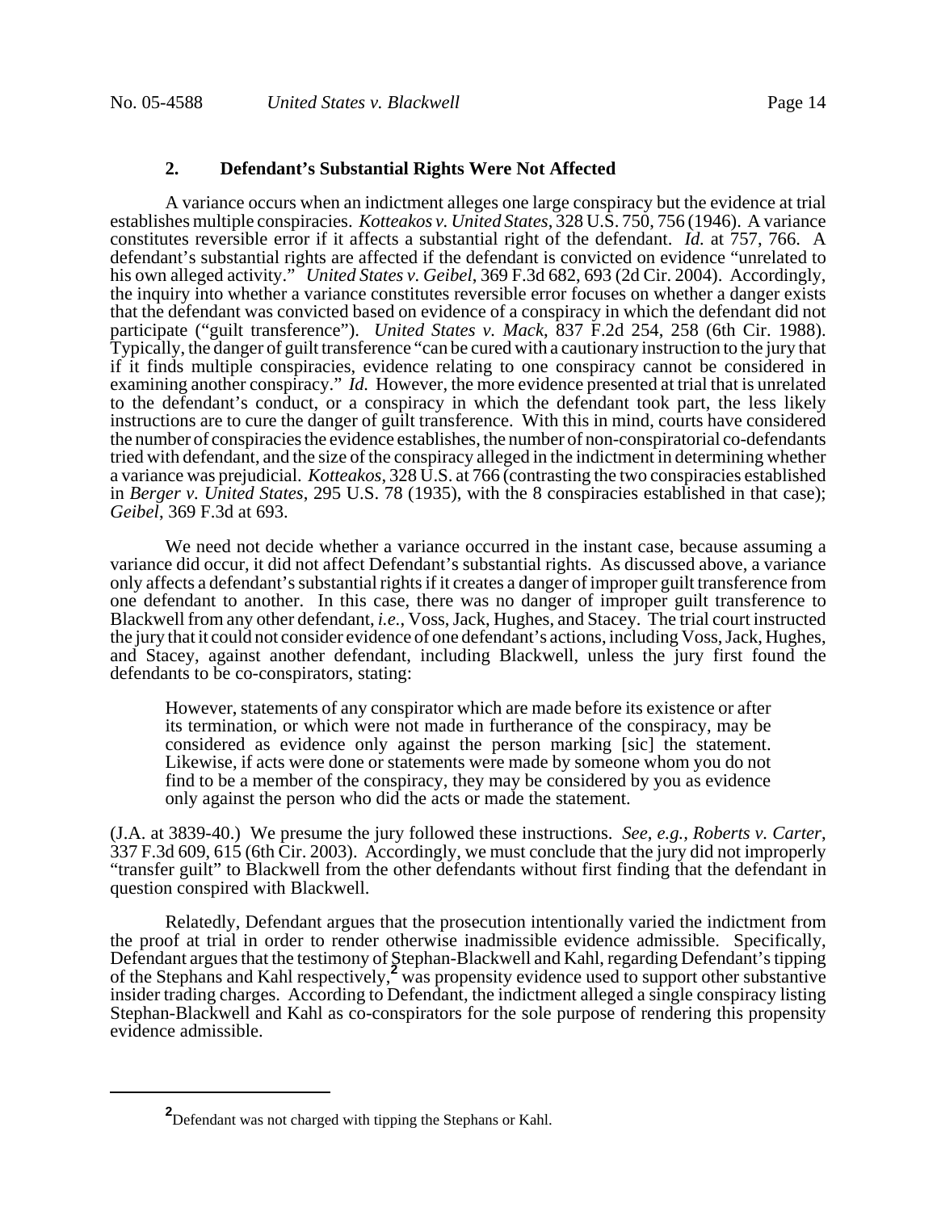### 2. Defendant's Substantial Rights Were Not Affected

A variance occurs when an indictment alleges one large conspiracy but the evidence at trial establishes multiple conspiracies. *Kotteakos v. United States*, 328 U.S. 750, 756 (1946). A variance constitutes reversible error if it affects a substantial right of the defendant. *Id.* at 757, 766. A defendant's substantial rights are affected if the defendant is convicted on evidence "unrelated to his own alleged activity." *United States v. Geibel*, 369 F.3d 682, 693 (2d Cir. 2004). Accordingly, the inquiry into whether a variance constitutes reversible error focuses on whether a danger exists that the defendant was convicted based on evidence of a conspiracy in which the defendant did not participate ("guilt transference"). *United States v. Mack*, 837 F.2d 254, 258 (6th Cir. 1988). Typically, the danger of guilt transference "can be cured with a cautionary instruction to the jury that if it finds multiple conspiracies, evidence relating to one conspiracy cannot be considered in examining another conspiracy." *Id.* However, the more evidence presented at trial that is unrelated to the defendant's conduct, or a conspiracy in which the defendant took part, the less likely instructions are to cure the danger of guilt transference. With this in mind, courts have considered the number of conspiracies the evidence establishes, the number of non-conspiratorial co-defendants tried with defendant, and the size of the conspiracy alleged in the indictment in determining whether a variance was prejudicial. *Kotteakos*, 328 U.S. at 766 (contrasting the two conspiracies established in *Berger v. United States*, 295 U.S. 78 (1935), with the 8 conspiracies established in that case); *Geibel*, 369 F.3d at 693.

We need not decide whether a variance occurred in the instant case, because assuming a variance did occur, it did not affect Defendant's substantial rights. As discussed above, a variance only affects a defendant's substantial rights if it creates a danger of improper guilt transference from one defendant to another. In this case, there was no danger of improper guilt transference to Blackwell from any other defendant, *i.e.*, Voss, Jack, Hughes, and Stacey. The trial court instructed the jury that it could not consider evidence of one defendant's actions, including Voss, Jack, Hughes, and Stacey, against another defendant, including Blackwell, unless the jury first found the defendants to be co-conspirators, stating:

> However, statements of any conspirator which are made before its existence or after its termination, or which were not made in furtherance of the conspiracy, may be considered as evidence only against the person marking [sic] the statement. Likewise, if acts were done or statements were made by someone whom you do not find to be a member of the conspiracy, they may be considered by you as evidence only against the person who did the acts or made the statement.

(J.A. at 3839-40.) We presume the jury followed these instructions. *See, e.g., Roberts v. Carter*, 337 F.3d 609, 615 (6th Cir. 2003). Accordingly, we must conclude that the jury did not improperly "transfer guilt" to Blackwell from the other defendants without first finding that the defendant in question conspired with Blackwell.

Relatedly, Defendant argues that the prosecution intentionally varied the indictment from the proof at trial in order to render otherwise inadmissible evidence admissible. Specifically, Defendant argues that the testimony of Stephan-Blackwell and Kahl, regarding Defendant's tipping of the Stephans and Kahl respectively,[2] was propensity evidence used to support other substantive insider trading charges. According to Defendant, the indictment alleged a single conspiracy listing Stephan-Blackwell and Kahl as co-conspirators for the sole purpose of rendering this propensity evidence admissible.

---

[2] Defendant was not charged with tipping the Stephans or Kahl.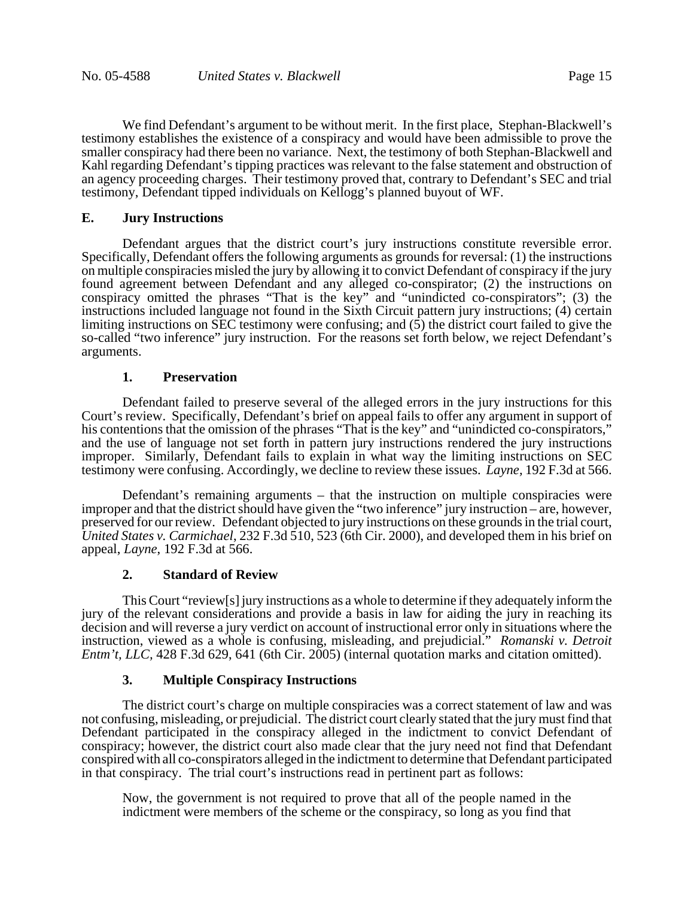We find Defendant's argument to be without merit. In the first place, Stephan-Blackwell's testimony establishes the existence of a conspiracy and would have been admissible to prove the smaller conspiracy had there been no variance. Next, the testimony of both Stephan-Blackwell and Kahl regarding Defendant's tipping practices was relevant to the false statement and obstruction of an agency proceeding charges. Their testimony proved that, contrary to Defendant's SEC and trial testimony, Defendant tipped individuals on Kellogg's planned buyout of WF.

### E. Jury Instructions

Defendant argues that the district court's jury instructions constitute reversible error. Specifically, Defendant offers the following arguments as grounds for reversal: (1) the instructions on multiple conspiracies misled the jury by allowing it to convict Defendant of conspiracy if the jury found agreement between Defendant and any alleged co-conspirator; (2) the instructions on conspiracy omitted the phrases "That is the key" and "unindicted co-conspirators"; (3) the instructions included language not found in the Sixth Circuit pattern jury instructions; (4) certain limiting instructions on SEC testimony were confusing; and (5) the district court failed to give the so-called "two inference" jury instruction. For the reasons set forth below, we reject Defendant's arguments.

#### 1. Preservation

Defendant failed to preserve several of the alleged errors in the jury instructions for this Court's review. Specifically, Defendant's brief on appeal fails to offer any argument in support of his contentions that the omission of the phrases "That is the key" and "unindicted co-conspirators," and the use of language not set forth in pattern jury instructions rendered the jury instructions improper. Similarly, Defendant fails to explain in what way the limiting instructions on SEC testimony were confusing. Accordingly, we decline to review these issues. *Layne*, 192 F.3d at 566.

Defendant's remaining arguments – that the instruction on multiple conspiracies were improper and that the district should have given the "two inference" jury instruction – are, however, preserved for our review. Defendant objected to jury instructions on these grounds in the trial court, *United States v. Carmichael*, 232 F.3d 510, 523 (6th Cir. 2000), and developed them in his brief on appeal, *Layne*, 192 F.3d at 566.

#### 2. Standard of Review

This Court "review[s] jury instructions as a whole to determine if they adequately inform the jury of the relevant considerations and provide a basis in law for aiding the jury in reaching its decision and will reverse a jury verdict on account of instructional error only in situations where the instruction, viewed as a whole is confusing, misleading, and prejudicial." *Romanski v. Detroit Entm't, LLC*, 428 F.3d 629, 641 (6th Cir. 2005) (internal quotation marks and citation omitted).

#### 3. Multiple Conspiracy Instructions

The district court's charge on multiple conspiracies was a correct statement of law and was not confusing, misleading, or prejudicial. The district court clearly stated that the jury must find that Defendant participated in the conspiracy alleged in the indictment to convict Defendant of conspiracy; however, the district court also made clear that the jury need not find that Defendant conspired with all co-conspirators alleged in the indictment to determine that Defendant participated in that conspiracy. The trial court's instructions read in pertinent part as follows:

> Now, the government is not required to prove that all of the people named in the indictment were members of the scheme or the conspiracy, so long as you find that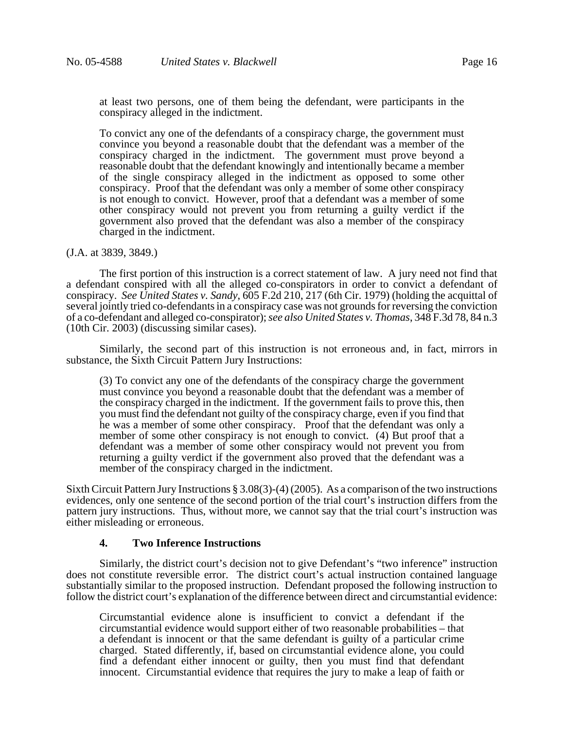> at least two persons, one of them being the defendant, were participants in the conspiracy alleged in the indictment.
>
> To convict any one of the defendants of a conspiracy charge, the government must convince you beyond a reasonable doubt that the defendant was a member of the conspiracy charged in the indictment. The government must prove beyond a reasonable doubt that the defendant knowingly and intentionally became a member of the single conspiracy alleged in the indictment as opposed to some other conspiracy. Proof that the defendant was only a member of some other conspiracy is not enough to convict. However, proof that a defendant was a member of some other conspiracy would not prevent you from returning a guilty verdict if the government also proved that the defendant was also a member of the conspiracy charged in the indictment.

(J.A. at 3839, 3849.)

The first portion of this instruction is a correct statement of law. A jury need not find that a defendant conspired with all the alleged co-conspirators in order to convict a defendant of conspiracy. *See United States v. Sandy*, 605 F.2d 210, 217 (6th Cir. 1979) (holding the acquittal of several jointly tried co-defendants in a conspiracy case was not grounds for reversing the conviction of a co-defendant and alleged co-conspirator); *see also United States v. Thomas*, 348 F.3d 78, 84 n.3 (10th Cir. 2003) (discussing similar cases).

Similarly, the second part of this instruction is not erroneous and, in fact, mirrors in substance, the Sixth Circuit Pattern Jury Instructions:

> (3) To convict any one of the defendants of the conspiracy charge the government must convince you beyond a reasonable doubt that the defendant was a member of the conspiracy charged in the indictment. If the government fails to prove this, then you must find the defendant not guilty of the conspiracy charge, even if you find that he was a member of some other conspiracy. Proof that the defendant was only a member of some other conspiracy is not enough to convict. (4) But proof that a defendant was a member of some other conspiracy would not prevent you from returning a guilty verdict if the government also proved that the defendant was a member of the conspiracy charged in the indictment.

Sixth Circuit Pattern Jury Instructions § 3.08(3)-(4) (2005). As a comparison of the two instructions evidences, only one sentence of the second portion of the trial court's instruction differs from the pattern jury instructions. Thus, without more, we cannot say that the trial court's instruction was either misleading or erroneous.

#### 4. Two Inference Instructions

Similarly, the district court's decision not to give Defendant's "two inference" instruction does not constitute reversible error. The district court's actual instruction contained language substantially similar to the proposed instruction. Defendant proposed the following instruction to follow the district court's explanation of the difference between direct and circumstantial evidence:

> Circumstantial evidence alone is insufficient to convict a defendant if the circumstantial evidence would support either of two reasonable probabilities – that a defendant is innocent or that the same defendant is guilty of a particular crime charged. Stated differently, if, based on circumstantial evidence alone, you could find a defendant either innocent or guilty, then you must find that defendant innocent. Circumstantial evidence that requires the jury to make a leap of faith or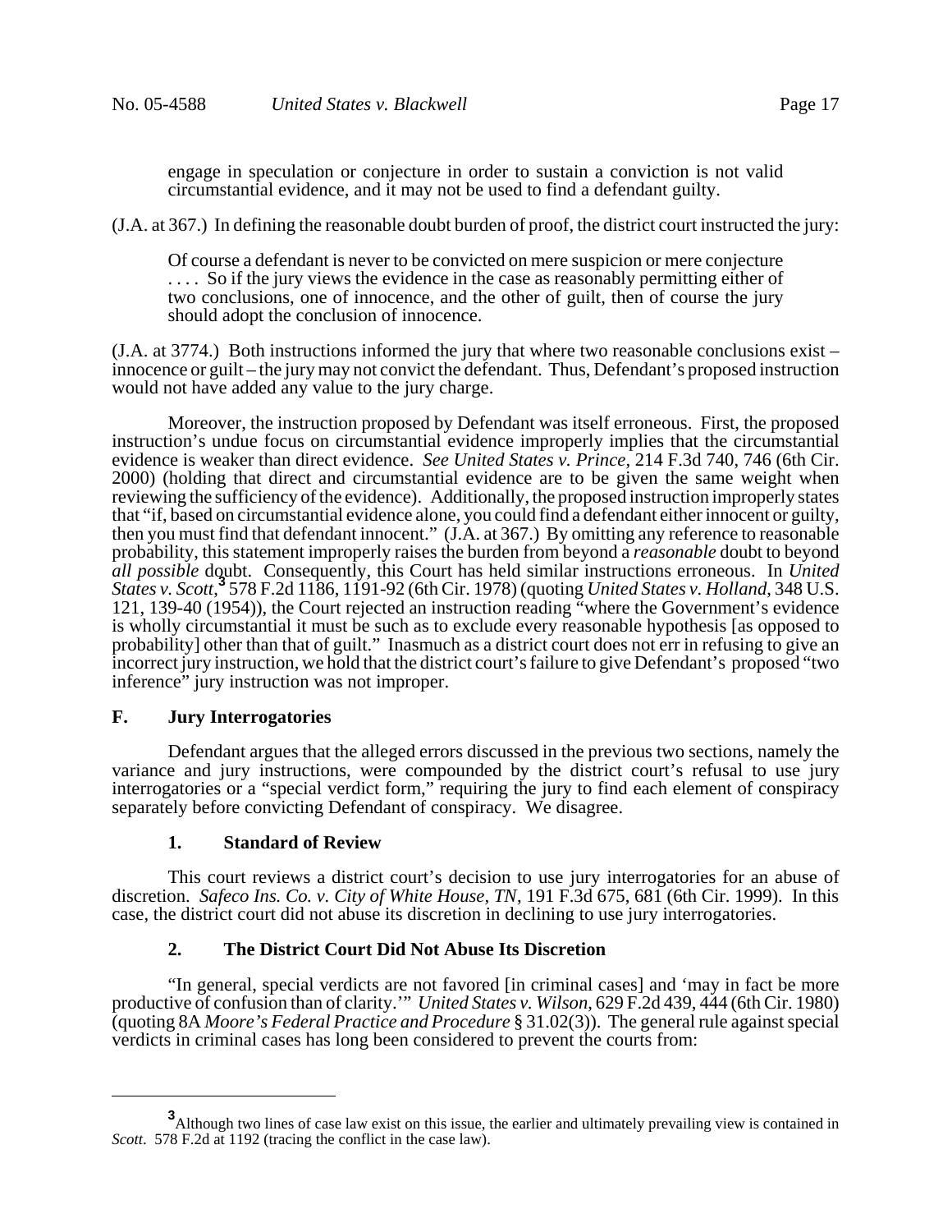engage in speculation or conjecture in order to sustain a conviction is not valid circumstantial evidence, and it may not be used to find a defendant guilty.

(J.A. at 367.) In defining the reasonable doubt burden of proof, the district court instructed the jury:

> Of course a defendant is never to be convicted on mere suspicion or mere conjecture . . . . So if the jury views the evidence in the case as reasonably permitting either of two conclusions, one of innocence, and the other of guilt, then of course the jury should adopt the conclusion of innocence.

(J.A. at 3774.) Both instructions informed the jury that where two reasonable conclusions exist – innocence or guilt – the jury may not convict the defendant. Thus, Defendant's proposed instruction would not have added any value to the jury charge.

Moreover, the instruction proposed by Defendant was itself erroneous. First, the proposed instruction's undue focus on circumstantial evidence improperly implies that the circumstantial evidence is weaker than direct evidence. *See United States v. Prince*, 214 F.3d 740, 746 (6th Cir. 2000) (holding that direct and circumstantial evidence are to be given the same weight when reviewing the sufficiency of the evidence). Additionally, the proposed instruction improperly states that "if, based on circumstantial evidence alone, you could find a defendant either innocent or guilty, then you must find that defendant innocent." (J.A. at 367.) By omitting any reference to reasonable probability, this statement improperly raises the burden from beyond a *reasonable* doubt to beyond *all possible* doubt. Consequently, this Court has held similar instructions erroneous. In *United States v. Scott*,[3] 578 F.2d 1186, 1191-92 (6th Cir. 1978) (quoting *United States v. Holland*, 348 U.S. 121, 139-40 (1954)), the Court rejected an instruction reading "where the Government's evidence is wholly circumstantial it must be such as to exclude every reasonable hypothesis [as opposed to probability] other than that of guilt." Inasmuch as a district court does not err in refusing to give an incorrect jury instruction, we hold that the district court's failure to give Defendant's proposed "two inference" jury instruction was not improper.

## F. Jury Interrogatories

Defendant argues that the alleged errors discussed in the previous two sections, namely the variance and jury instructions, were compounded by the district court's refusal to use jury interrogatories or a "special verdict form," requiring the jury to find each element of conspiracy separately before convicting Defendant of conspiracy. We disagree.

### 1. Standard of Review

This court reviews a district court's decision to use jury interrogatories for an abuse of discretion. *Safeco Ins. Co. v. City of White House, TN*, 191 F.3d 675, 681 (6th Cir. 1999). In this case, the district court did not abuse its discretion in declining to use jury interrogatories.

### 2. The District Court Did Not Abuse Its Discretion

"In general, special verdicts are not favored [in criminal cases] and 'may in fact be more productive of confusion than of clarity.'" *United States v. Wilson*, 629 F.2d 439, 444 (6th Cir. 1980) (quoting 8A *Moore's Federal Practice and Procedure* § 31.02(3)). The general rule against special verdicts in criminal cases has long been considered to prevent the courts from:

---

[3] Although two lines of case law exist on this issue, the earlier and ultimately prevailing view is contained in *Scott*. 578 F.2d at 1192 (tracing the conflict in the case law).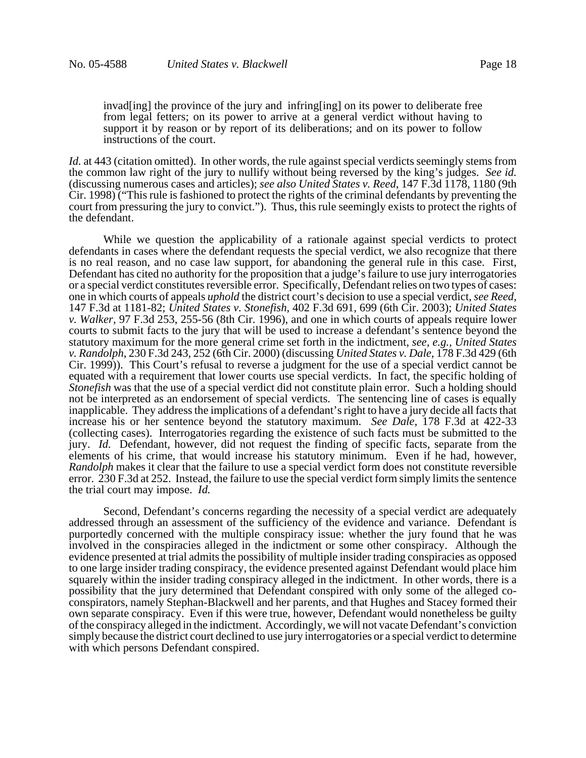> invad[ing] the province of the jury and infring[ing] on its power to deliberate free from legal fetters; on its power to arrive at a general verdict without having to support it by reason or by report of its deliberations; and on its power to follow instructions of the court.

*Id.* at 443 (citation omitted). In other words, the rule against special verdicts seemingly stems from the common law right of the jury to nullify without being reversed by the king's judges. *See id.* (discussing numerous cases and articles); *see also United States v. Reed*, 147 F.3d 1178, 1180 (9th Cir. 1998) ("This rule is fashioned to protect the rights of the criminal defendants by preventing the court from pressuring the jury to convict."). Thus, this rule seemingly exists to protect the rights of the defendant.

While we question the applicability of a rationale against special verdicts to protect defendants in cases where the defendant requests the special verdict, we also recognize that there is no real reason, and no case law support, for abandoning the general rule in this case. First, Defendant has cited no authority for the proposition that a judge's failure to use jury interrogatories or a special verdict constitutes reversible error. Specifically, Defendant relies on two types of cases: one in which courts of appeals *uphold* the district court's decision to use a special verdict, *see Reed*, 147 F.3d at 1181-82; *United States v. Stonefish*, 402 F.3d 691, 699 (6th Cir. 2003); *United States v. Walker*, 97 F.3d 253, 255-56 (8th Cir. 1996), and one in which courts of appeals require lower courts to submit facts to the jury that will be used to increase a defendant's sentence beyond the statutory maximum for the more general crime set forth in the indictment, *see, e.g.*, *United States v. Randolph*, 230 F.3d 243, 252 (6th Cir. 2000) (discussing *United States v. Dale*, 178 F.3d 429 (6th Cir. 1999)). This Court's refusal to reverse a judgment for the use of a special verdict cannot be equated with a requirement that lower courts use special verdicts. In fact, the specific holding of *Stonefish* was that the use of a special verdict did not constitute plain error. Such a holding should not be interpreted as an endorsement of special verdicts. The sentencing line of cases is equally inapplicable. They address the implications of a defendant's right to have a jury decide all facts that increase his or her sentence beyond the statutory maximum. *See Dale*, 178 F.3d at 422-33 (collecting cases). Interrogatories regarding the existence of such facts must be submitted to the jury. *Id.* Defendant, however, did not request the finding of specific facts, separate from the elements of his crime, that would increase his statutory minimum. Even if he had, however, *Randolph* makes it clear that the failure to use a special verdict form does not constitute reversible error. 230 F.3d at 252. Instead, the failure to use the special verdict form simply limits the sentence the trial court may impose. *Id.*

Second, Defendant's concerns regarding the necessity of a special verdict are adequately addressed through an assessment of the sufficiency of the evidence and variance. Defendant is purportedly concerned with the multiple conspiracy issue: whether the jury found that he was involved in the conspiracies alleged in the indictment or some other conspiracy. Although the evidence presented at trial admits the possibility of multiple insider trading conspiracies as opposed to one large insider trading conspiracy, the evidence presented against Defendant would place him squarely within the insider trading conspiracy alleged in the indictment. In other words, there is a possibility that the jury determined that Defendant conspired with only some of the alleged co-conspirators, namely Stephan-Blackwell and her parents, and that Hughes and Stacey formed their own separate conspiracy. Even if this were true, however, Defendant would nonetheless be guilty of the conspiracy alleged in the indictment. Accordingly, we will not vacate Defendant's conviction simply because the district court declined to use jury interrogatories or a special verdict to determine with which persons Defendant conspired.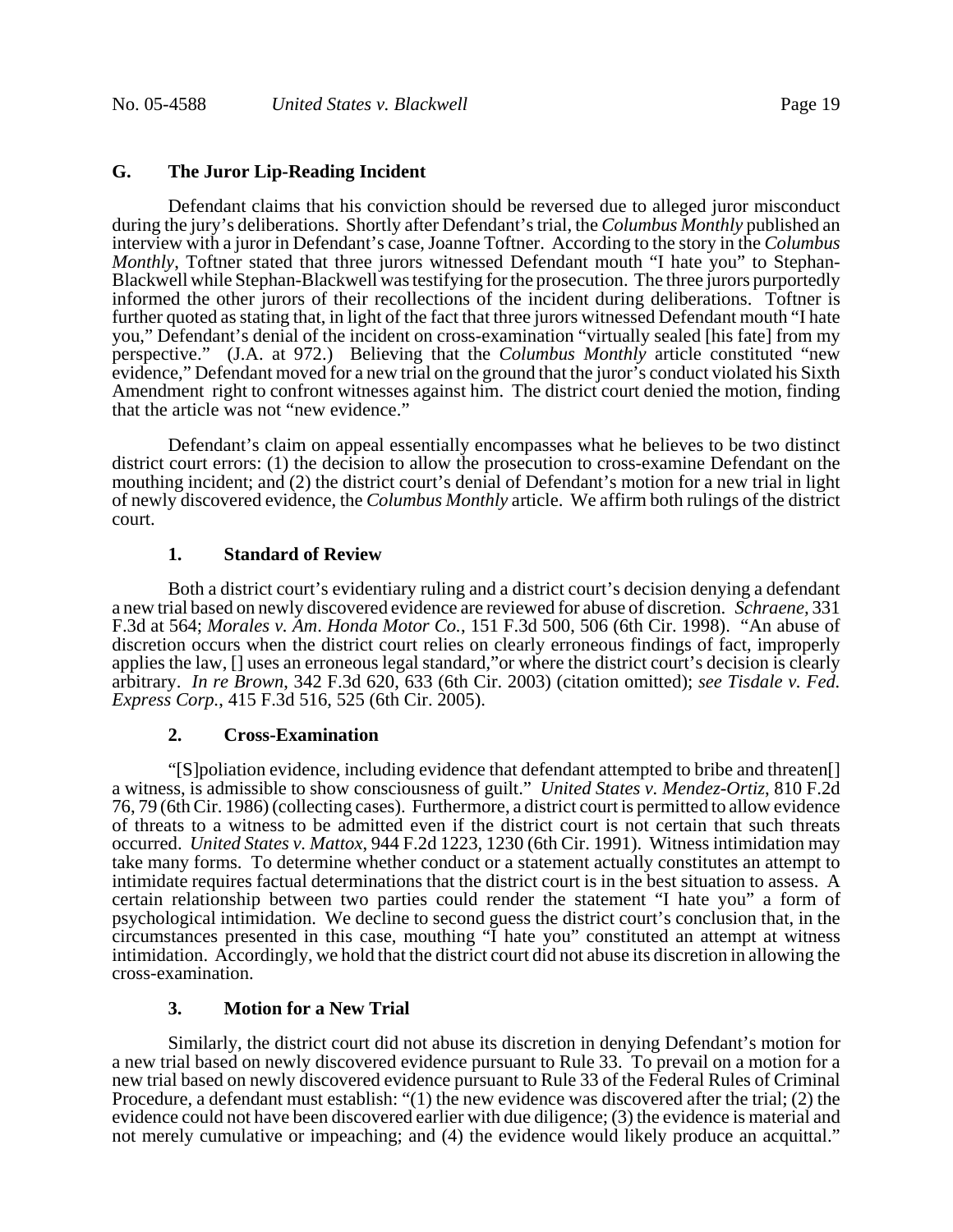### G. The Juror Lip-Reading Incident

Defendant claims that his conviction should be reversed due to alleged juror misconduct during the jury's deliberations. Shortly after Defendant's trial, the *Columbus Monthly* published an interview with a juror in Defendant's case, Joanne Toftner. According to the story in the *Columbus Monthly*, Toftner stated that three jurors witnessed Defendant mouth "I hate you" to Stephan-Blackwell while Stephan-Blackwell was testifying for the prosecution. The three jurors purportedly informed the other jurors of their recollections of the incident during deliberations. Toftner is further quoted as stating that, in light of the fact that three jurors witnessed Defendant mouth "I hate you," Defendant's denial of the incident on cross-examination "virtually sealed [his fate] from my perspective." (J.A. at 972.) Believing that the *Columbus Monthly* article constituted "new evidence," Defendant moved for a new trial on the ground that the juror's conduct violated his Sixth Amendment right to confront witnesses against him. The district court denied the motion, finding that the article was not "new evidence."

Defendant's claim on appeal essentially encompasses what he believes to be two distinct district court errors: (1) the decision to allow the prosecution to cross-examine Defendant on the mouthing incident; and (2) the district court's denial of Defendant's motion for a new trial in light of newly discovered evidence, the *Columbus Monthly* article. We affirm both rulings of the district court.

#### 1. Standard of Review

Both a district court's evidentiary ruling and a district court's decision denying a defendant a new trial based on newly discovered evidence are reviewed for abuse of discretion. *Schraene*, 331 F.3d at 564; *Morales v. Am. Honda Motor Co.*, 151 F.3d 500, 506 (6th Cir. 1998). "An abuse of discretion occurs when the district court relies on clearly erroneous findings of fact, improperly applies the law, [] uses an erroneous legal standard,"or where the district court's decision is clearly arbitrary. *In re Brown*, 342 F.3d 620, 633 (6th Cir. 2003) (citation omitted); *see Tisdale v. Fed. Express Corp.*, 415 F.3d 516, 525 (6th Cir. 2005).

#### 2. Cross-Examination

"[S]poliation evidence, including evidence that defendant attempted to bribe and threaten[] a witness, is admissible to show consciousness of guilt." *United States v. Mendez-Ortiz*, 810 F.2d 76, 79 (6th Cir. 1986) (collecting cases). Furthermore, a district court is permitted to allow evidence of threats to a witness to be admitted even if the district court is not certain that such threats occurred. *United States v. Mattox*, 944 F.2d 1223, 1230 (6th Cir. 1991). Witness intimidation may take many forms. To determine whether conduct or a statement actually constitutes an attempt to intimidate requires factual determinations that the district court is in the best situation to assess. A certain relationship between two parties could render the statement "I hate you" a form of psychological intimidation. We decline to second guess the district court's conclusion that, in the circumstances presented in this case, mouthing "I hate you" constituted an attempt at witness intimidation. Accordingly, we hold that the district court did not abuse its discretion in allowing the cross-examination.

#### 3. Motion for a New Trial

Similarly, the district court did not abuse its discretion in denying Defendant's motion for a new trial based on newly discovered evidence pursuant to Rule 33. To prevail on a motion for a new trial based on newly discovered evidence pursuant to Rule 33 of the Federal Rules of Criminal Procedure, a defendant must establish: "(1) the new evidence was discovered after the trial; (2) the evidence could not have been discovered earlier with due diligence; (3) the evidence is material and not merely cumulative or impeaching; and (4) the evidence would likely produce an acquittal."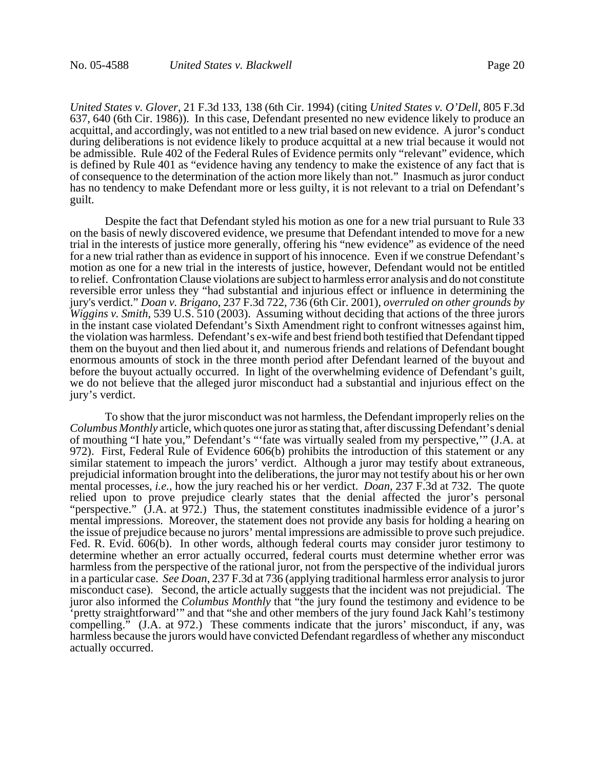*United States v. Glover*, 21 F.3d 133, 138 (6th Cir. 1994) (citing *United States v. O'Dell*, 805 F.3d 637, 640 (6th Cir. 1986)). In this case, Defendant presented no new evidence likely to produce an acquittal, and accordingly, was not entitled to a new trial based on new evidence. A juror's conduct during deliberations is not evidence likely to produce acquittal at a new trial because it would not be admissible. Rule 402 of the Federal Rules of Evidence permits only "relevant" evidence, which is defined by Rule 401 as "evidence having any tendency to make the existence of any fact that is of consequence to the determination of the action more likely than not." Inasmuch as juror conduct has no tendency to make Defendant more or less guilty, it is not relevant to a trial on Defendant's guilt.

Despite the fact that Defendant styled his motion as one for a new trial pursuant to Rule 33 on the basis of newly discovered evidence, we presume that Defendant intended to move for a new trial in the interests of justice more generally, offering his "new evidence" as evidence of the need for a new trial rather than as evidence in support of his innocence. Even if we construe Defendant's motion as one for a new trial in the interests of justice, however, Defendant would not be entitled to relief. Confrontation Clause violations are subject to harmless error analysis and do not constitute reversible error unless they "had substantial and injurious effect or influence in determining the jury's verdict." *Doan v. Brigano*, 237 F.3d 722, 736 (6th Cir. 2001), *overruled on other grounds by Wiggins v. Smith*, 539 U.S. 510 (2003). Assuming without deciding that actions of the three jurors in the instant case violated Defendant's Sixth Amendment right to confront witnesses against him, the violation was harmless. Defendant's ex-wife and best friend both testified that Defendant tipped them on the buyout and then lied about it, and numerous friends and relations of Defendant bought enormous amounts of stock in the three month period after Defendant learned of the buyout and before the buyout actually occurred. In light of the overwhelming evidence of Defendant's guilt, we do not believe that the alleged juror misconduct had a substantial and injurious effect on the jury's verdict.

To show that the juror misconduct was not harmless, the Defendant improperly relies on the *Columbus Monthly* article, which quotes one juror as stating that, after discussing Defendant's denial of mouthing "I hate you," Defendant's "'fate was virtually sealed from my perspective,'" (J.A. at 972). First, Federal Rule of Evidence 606(b) prohibits the introduction of this statement or any similar statement to impeach the jurors' verdict. Although a juror may testify about extraneous, prejudicial information brought into the deliberations, the juror may not testify about his or her own mental processes, *i.e.*, how the jury reached his or her verdict. *Doan*, 237 F.3d at 732. The quote relied upon to prove prejudice clearly states that the denial affected the juror's personal "perspective." (J.A. at 972.) Thus, the statement constitutes inadmissible evidence of a juror's mental impressions. Moreover, the statement does not provide any basis for holding a hearing on the issue of prejudice because no jurors' mental impressions are admissible to prove such prejudice. Fed. R. Evid. 606(b). In other words, although federal courts may consider juror testimony to determine whether an error actually occurred, federal courts must determine whether error was harmless from the perspective of the rational juror, not from the perspective of the individual jurors in a particular case. *See Doan*, 237 F.3d at 736 (applying traditional harmless error analysis to juror misconduct case). Second, the article actually suggests that the incident was not prejudicial. The juror also informed the *Columbus Monthly* that "the jury found the testimony and evidence to be 'pretty straightforward'" and that "she and other members of the jury found Jack Kahl's testimony compelling." (J.A. at 972.) These comments indicate that the jurors' misconduct, if any, was harmless because the jurors would have convicted Defendant regardless of whether any misconduct actually occurred.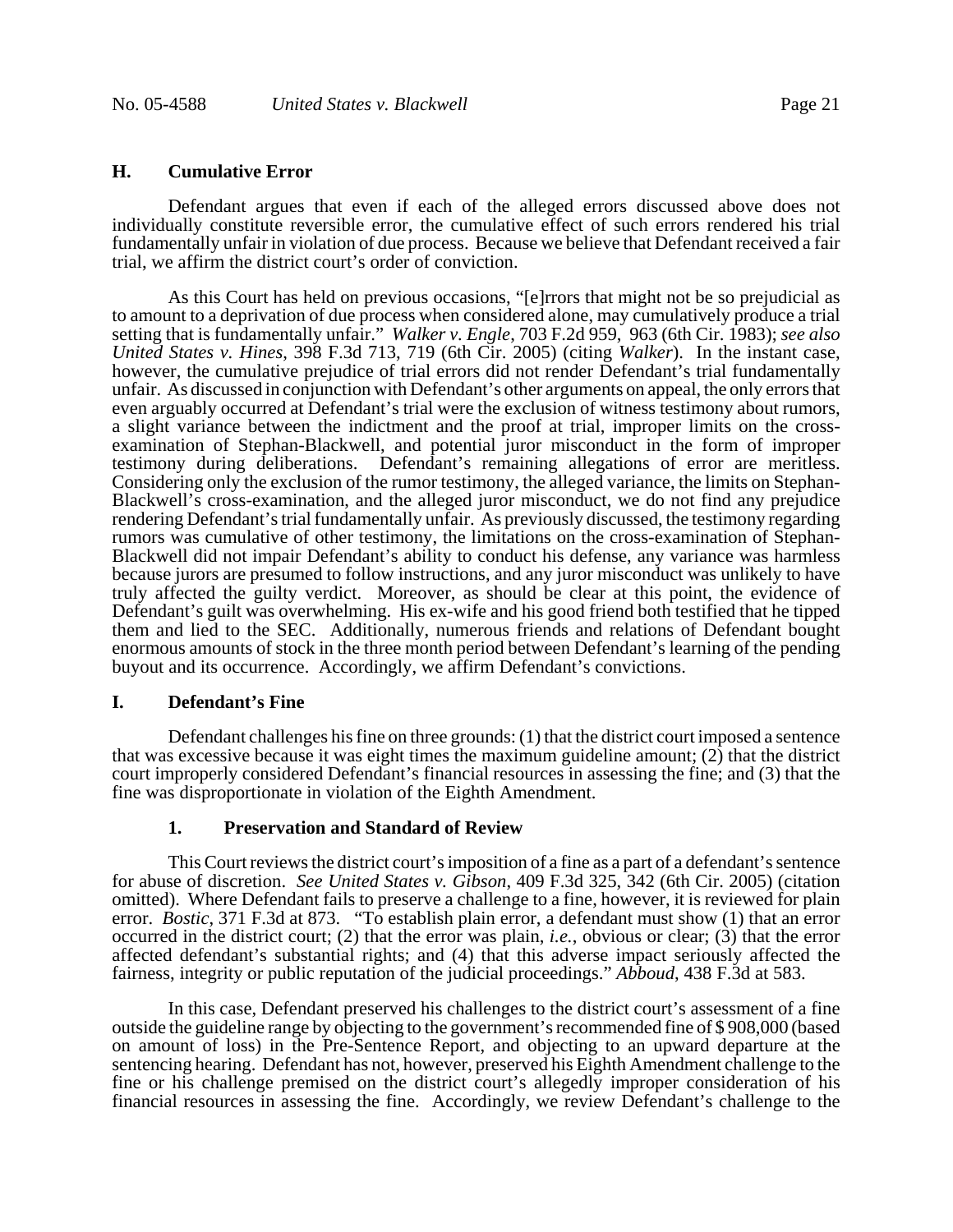### H. Cumulative Error

Defendant argues that even if each of the alleged errors discussed above does not individually constitute reversible error, the cumulative effect of such errors rendered his trial fundamentally unfair in violation of due process. Because we believe that Defendant received a fair trial, we affirm the district court's order of conviction.

As this Court has held on previous occasions, "[e]rrors that might not be so prejudicial as to amount to a deprivation of due process when considered alone, may cumulatively produce a trial setting that is fundamentally unfair." *Walker v. Engle*, 703 F.2d 959, 963 (6th Cir. 1983); *see also United States v. Hines*, 398 F.3d 713, 719 (6th Cir. 2005) (citing *Walker*). In the instant case, however, the cumulative prejudice of trial errors did not render Defendant's trial fundamentally unfair. As discussed in conjunction with Defendant's other arguments on appeal, the only errors that even arguably occurred at Defendant's trial were the exclusion of witness testimony about rumors, a slight variance between the indictment and the proof at trial, improper limits on the cross-examination of Stephan-Blackwell, and potential juror misconduct in the form of improper testimony during deliberations. Defendant's remaining allegations of error are meritless. Considering only the exclusion of the rumor testimony, the alleged variance, the limits on Stephan-Blackwell's cross-examination, and the alleged juror misconduct, we do not find any prejudice rendering Defendant's trial fundamentally unfair. As previously discussed, the testimony regarding rumors was cumulative of other testimony, the limitations on the cross-examination of Stephan-Blackwell did not impair Defendant's ability to conduct his defense, any variance was harmless because jurors are presumed to follow instructions, and any juror misconduct was unlikely to have truly affected the guilty verdict. Moreover, as should be clear at this point, the evidence of Defendant's guilt was overwhelming. His ex-wife and his good friend both testified that he tipped them and lied to the SEC. Additionally, numerous friends and relations of Defendant bought enormous amounts of stock in the three month period between Defendant's learning of the pending buyout and its occurrence. Accordingly, we affirm Defendant's convictions.

### I. Defendant's Fine

Defendant challenges his fine on three grounds: (1) that the district court imposed a sentence that was excessive because it was eight times the maximum guideline amount; (2) that the district court improperly considered Defendant's financial resources in assessing the fine; and (3) that the fine was disproportionate in violation of the Eighth Amendment.

#### 1. Preservation and Standard of Review

This Court reviews the district court's imposition of a fine as a part of a defendant's sentence for abuse of discretion. *See United States v. Gibson*, 409 F.3d 325, 342 (6th Cir. 2005) (citation omitted). Where Defendant fails to preserve a challenge to a fine, however, it is reviewed for plain error. *Bostic*, 371 F.3d at 873. "To establish plain error, a defendant must show (1) that an error occurred in the district court; (2) that the error was plain, *i.e.*, obvious or clear; (3) that the error affected defendant's substantial rights; and (4) that this adverse impact seriously affected the fairness, integrity or public reputation of the judicial proceedings." *Abboud*, 438 F.3d at 583.

In this case, Defendant preserved his challenges to the district court's assessment of a fine outside the guideline range by objecting to the government's recommended fine of $ 908,000 (based on amount of loss) in the Pre-Sentence Report, and objecting to an upward departure at the sentencing hearing. Defendant has not, however, preserved his Eighth Amendment challenge to the fine or his challenge premised on the district court's allegedly improper consideration of his financial resources in assessing the fine. Accordingly, we review Defendant's challenge to the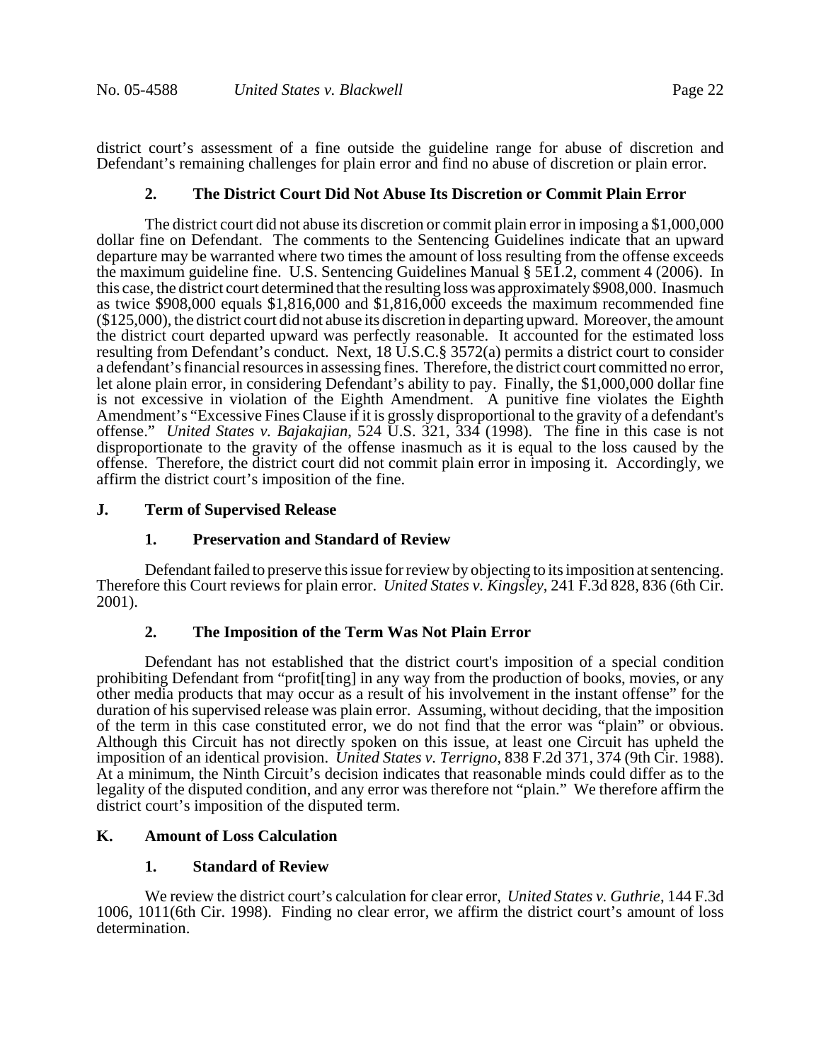district court's assessment of a fine outside the guideline range for abuse of discretion and Defendant's remaining challenges for plain error and find no abuse of discretion or plain error.

### 2. The District Court Did Not Abuse Its Discretion or Commit Plain Error

The district court did not abuse its discretion or commit plain error in imposing a $1,000,000 dollar fine on Defendant. The comments to the Sentencing Guidelines indicate that an upward departure may be warranted where two times the amount of loss resulting from the offense exceeds the maximum guideline fine. U.S. Sentencing Guidelines Manual § 5E1.2, comment 4 (2006). In this case, the district court determined that the resulting loss was approximately $908,000. Inasmuch as twice $908,000 equals $1,816,000 and $1,816,000 exceeds the maximum recommended fine ($125,000), the district court did not abuse its discretion in departing upward. Moreover, the amount the district court departed upward was perfectly reasonable. It accounted for the estimated loss resulting from Defendant's conduct. Next, 18 U.S.C.§ 3572(a) permits a district court to consider a defendant's financial resources in assessing fines. Therefore, the district court committed no error, let alone plain error, in considering Defendant's ability to pay. Finally, the $1,000,000 dollar fine is not excessive in violation of the Eighth Amendment. A punitive fine violates the Eighth Amendment's "Excessive Fines Clause if it is grossly disproportional to the gravity of a defendant's offense." *United States v. Bajakajian*, 524 U.S. 321, 334 (1998). The fine in this case is not disproportionate to the gravity of the offense inasmuch as it is equal to the loss caused by the offense. Therefore, the district court did not commit plain error in imposing it. Accordingly, we affirm the district court's imposition of the fine.

## J. Term of Supervised Release

### 1. Preservation and Standard of Review

Defendant failed to preserve this issue for review by objecting to its imposition at sentencing. Therefore this Court reviews for plain error. *United States v. Kingsley*, 241 F.3d 828, 836 (6th Cir. 2001).

### 2. The Imposition of the Term Was Not Plain Error

Defendant has not established that the district court's imposition of a special condition prohibiting Defendant from "profit[ting] in any way from the production of books, movies, or any other media products that may occur as a result of his involvement in the instant offense" for the duration of his supervised release was plain error. Assuming, without deciding, that the imposition of the term in this case constituted error, we do not find that the error was "plain" or obvious. Although this Circuit has not directly spoken on this issue, at least one Circuit has upheld the imposition of an identical provision. *United States v. Terrigno*, 838 F.2d 371, 374 (9th Cir. 1988). At a minimum, the Ninth Circuit's decision indicates that reasonable minds could differ as to the legality of the disputed condition, and any error was therefore not "plain." We therefore affirm the district court's imposition of the disputed term.

## K. Amount of Loss Calculation

### 1. Standard of Review

We review the district court's calculation for clear error, *United States v. Guthrie*, 144 F.3d 1006, 1011(6th Cir. 1998). Finding no clear error, we affirm the district court's amount of loss determination.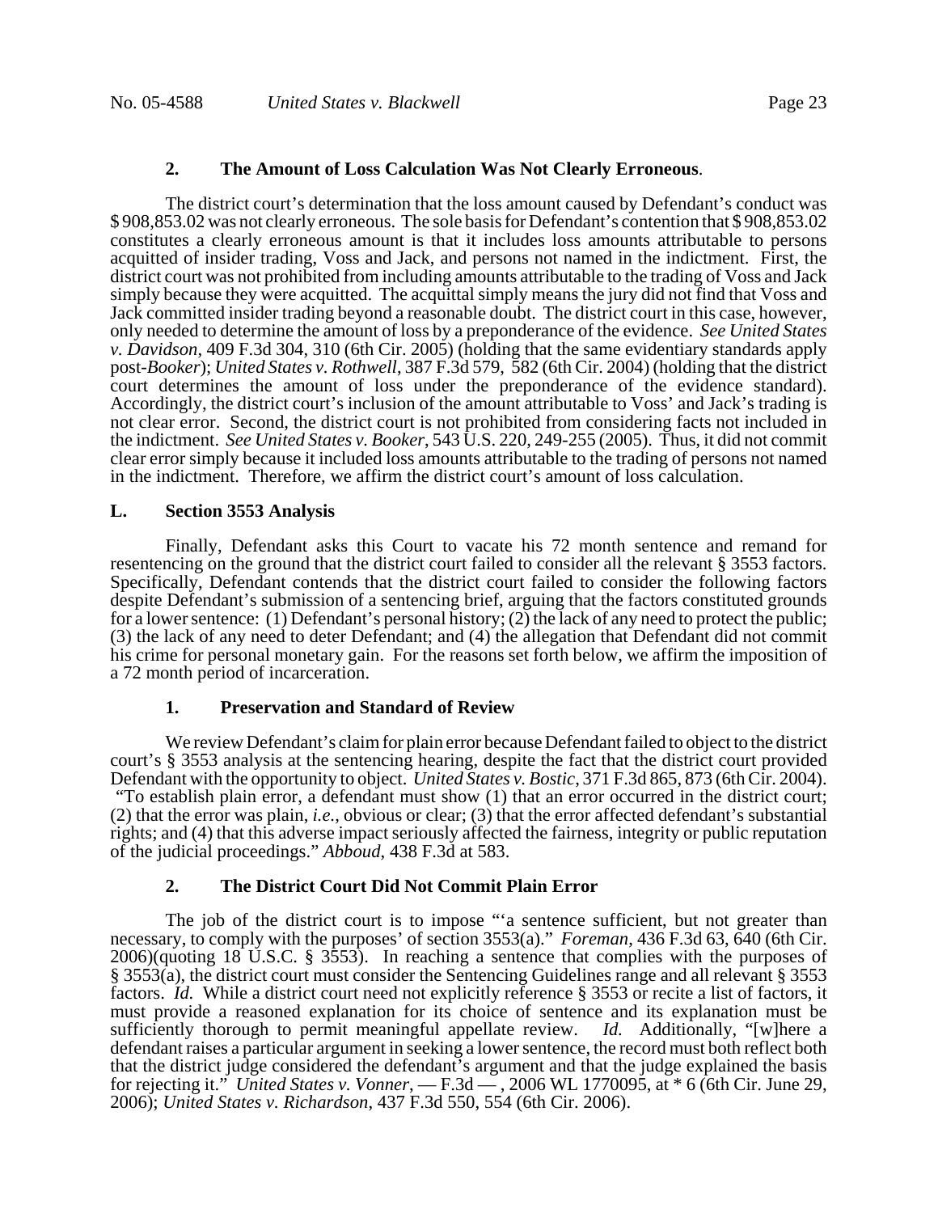### 2. The Amount of Loss Calculation Was Not Clearly Erroneous.

The district court's determination that the loss amount caused by Defendant's conduct was $ 908,853.02 was not clearly erroneous. The sole basis for Defendant's contention that $ 908,853.02 constitutes a clearly erroneous amount is that it includes loss amounts attributable to persons acquitted of insider trading, Voss and Jack, and persons not named in the indictment. First, the district court was not prohibited from including amounts attributable to the trading of Voss and Jack simply because they were acquitted. The acquittal simply means the jury did not find that Voss and Jack committed insider trading beyond a reasonable doubt. The district court in this case, however, only needed to determine the amount of loss by a preponderance of the evidence. *See United States v. Davidson*, 409 F.3d 304, 310 (6th Cir. 2005) (holding that the same evidentiary standards apply post-*Booker*); *United States v. Rothwell*, 387 F.3d 579, 582 (6th Cir. 2004) (holding that the district court determines the amount of loss under the preponderance of the evidence standard). Accordingly, the district court's inclusion of the amount attributable to Voss' and Jack's trading is not clear error. Second, the district court is not prohibited from considering facts not included in the indictment. *See United States v. Booker*, 543 U.S. 220, 249-255 (2005). Thus, it did not commit clear error simply because it included loss amounts attributable to the trading of persons not named in the indictment. Therefore, we affirm the district court's amount of loss calculation.

## L. Section 3553 Analysis

Finally, Defendant asks this Court to vacate his 72 month sentence and remand for resentencing on the ground that the district court failed to consider all the relevant § 3553 factors. Specifically, Defendant contends that the district court failed to consider the following factors despite Defendant's submission of a sentencing brief, arguing that the factors constituted grounds for a lower sentence: (1) Defendant's personal history; (2) the lack of any need to protect the public; (3) the lack of any need to deter Defendant; and (4) the allegation that Defendant did not commit his crime for personal monetary gain. For the reasons set forth below, we affirm the imposition of a 72 month period of incarceration.

### 1. Preservation and Standard of Review

We review Defendant's claim for plain error because Defendant failed to object to the district court's § 3553 analysis at the sentencing hearing, despite the fact that the district court provided Defendant with the opportunity to object. *United States v. Bostic*, 371 F.3d 865, 873 (6th Cir. 2004). "To establish plain error, a defendant must show (1) that an error occurred in the district court; (2) that the error was plain, *i.e.*, obvious or clear; (3) that the error affected defendant's substantial rights; and (4) that this adverse impact seriously affected the fairness, integrity or public reputation of the judicial proceedings." *Abboud*, 438 F.3d at 583.

### 2. The District Court Did Not Commit Plain Error

The job of the district court is to impose "'a sentence sufficient, but not greater than necessary, to comply with the purposes' of section 3553(a)." *Foreman*, 436 F.3d 63, 640 (6th Cir. 2006)(quoting 18 U.S.C. § 3553). In reaching a sentence that complies with the purposes of § 3553(a), the district court must consider the Sentencing Guidelines range and all relevant § 3553 factors. *Id.* While a district court need not explicitly reference § 3553 or recite a list of factors, it must provide a reasoned explanation for its choice of sentence and its explanation must be sufficiently thorough to permit meaningful appellate review. *Id.* Additionally, "[w]here a defendant raises a particular argument in seeking a lower sentence, the record must both reflect both that the district judge considered the defendant's argument and that the judge explained the basis for rejecting it." *United States v. Vonner*, — F.3d — , 2006 WL 1770095, at * 6 (6th Cir. June 29, 2006); *United States v. Richardson*, 437 F.3d 550, 554 (6th Cir. 2006).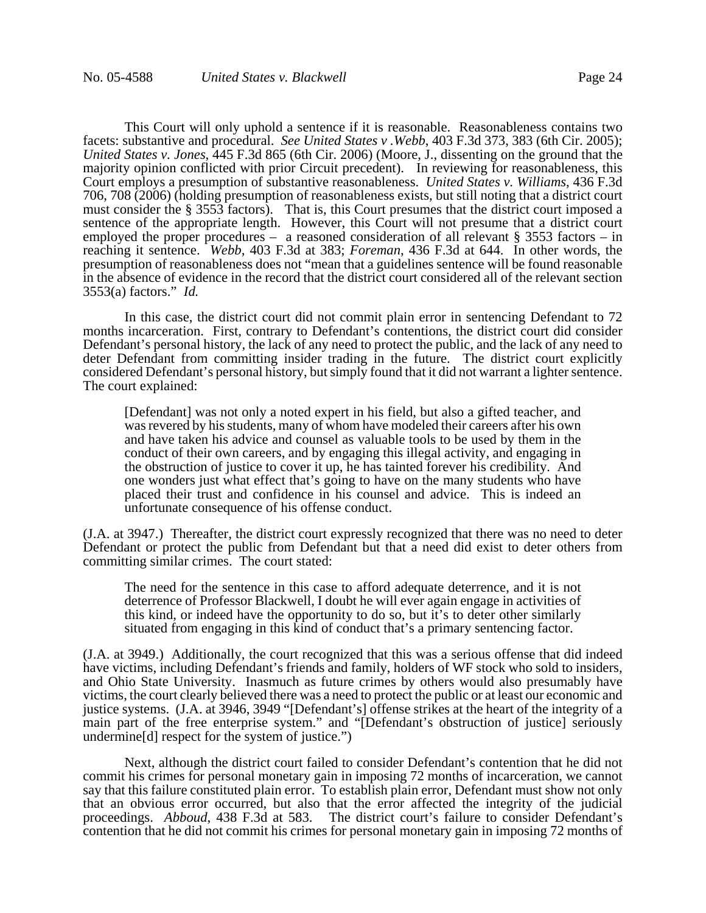This Court will only uphold a sentence if it is reasonable. Reasonableness contains two facets: substantive and procedural. *See United States v .Webb*, 403 F.3d 373, 383 (6th Cir. 2005); *United States v. Jones*, 445 F.3d 865 (6th Cir. 2006) (Moore, J., dissenting on the ground that the majority opinion conflicted with prior Circuit precedent). In reviewing for reasonableness, this Court employs a presumption of substantive reasonableness. *United States v. Williams*, 436 F.3d 706, 708 (2006) (holding presumption of reasonableness exists, but still noting that a district court must consider the § 3553 factors). That is, this Court presumes that the district court imposed a sentence of the appropriate length. However, this Court will not presume that a district court employed the proper procedures – a reasoned consideration of all relevant § 3553 factors – in reaching it sentence. *Webb*, 403 F.3d at 383; *Foreman*, 436 F.3d at 644. In other words, the presumption of reasonableness does not "mean that a guidelines sentence will be found reasonable in the absence of evidence in the record that the district court considered all of the relevant section 3553(a) factors." *Id.*

In this case, the district court did not commit plain error in sentencing Defendant to 72 months incarceration. First, contrary to Defendant's contentions, the district court did consider Defendant's personal history, the lack of any need to protect the public, and the lack of any need to deter Defendant from committing insider trading in the future. The district court explicitly considered Defendant's personal history, but simply found that it did not warrant a lighter sentence. The court explained:

> [Defendant] was not only a noted expert in his field, but also a gifted teacher, and was revered by his students, many of whom have modeled their careers after his own and have taken his advice and counsel as valuable tools to be used by them in the conduct of their own careers, and by engaging this illegal activity, and engaging in the obstruction of justice to cover it up, he has tainted forever his credibility. And one wonders just what effect that's going to have on the many students who have placed their trust and confidence in his counsel and advice. This is indeed an unfortunate consequence of his offense conduct.

(J.A. at 3947.) Thereafter, the district court expressly recognized that there was no need to deter Defendant or protect the public from Defendant but that a need did exist to deter others from committing similar crimes. The court stated:

> The need for the sentence in this case to afford adequate deterrence, and it is not deterrence of Professor Blackwell, I doubt he will ever again engage in activities of this kind, or indeed have the opportunity to do so, but it's to deter other similarly situated from engaging in this kind of conduct that's a primary sentencing factor.

(J.A. at 3949.) Additionally, the court recognized that this was a serious offense that did indeed have victims, including Defendant's friends and family, holders of WF stock who sold to insiders, and Ohio State University. Inasmuch as future crimes by others would also presumably have victims, the court clearly believed there was a need to protect the public or at least our economic and justice systems. (J.A. at 3946, 3949 "[Defendant's] offense strikes at the heart of the integrity of a main part of the free enterprise system." and "[Defendant's obstruction of justice] seriously undermine[d] respect for the system of justice.")

Next, although the district court failed to consider Defendant's contention that he did not commit his crimes for personal monetary gain in imposing 72 months of incarceration, we cannot say that this failure constituted plain error. To establish plain error, Defendant must show not only that an obvious error occurred, but also that the error affected the integrity of the judicial proceedings. *Abboud*, 438 F.3d at 583. The district court's failure to consider Defendant's contention that he did not commit his crimes for personal monetary gain in imposing 72 months of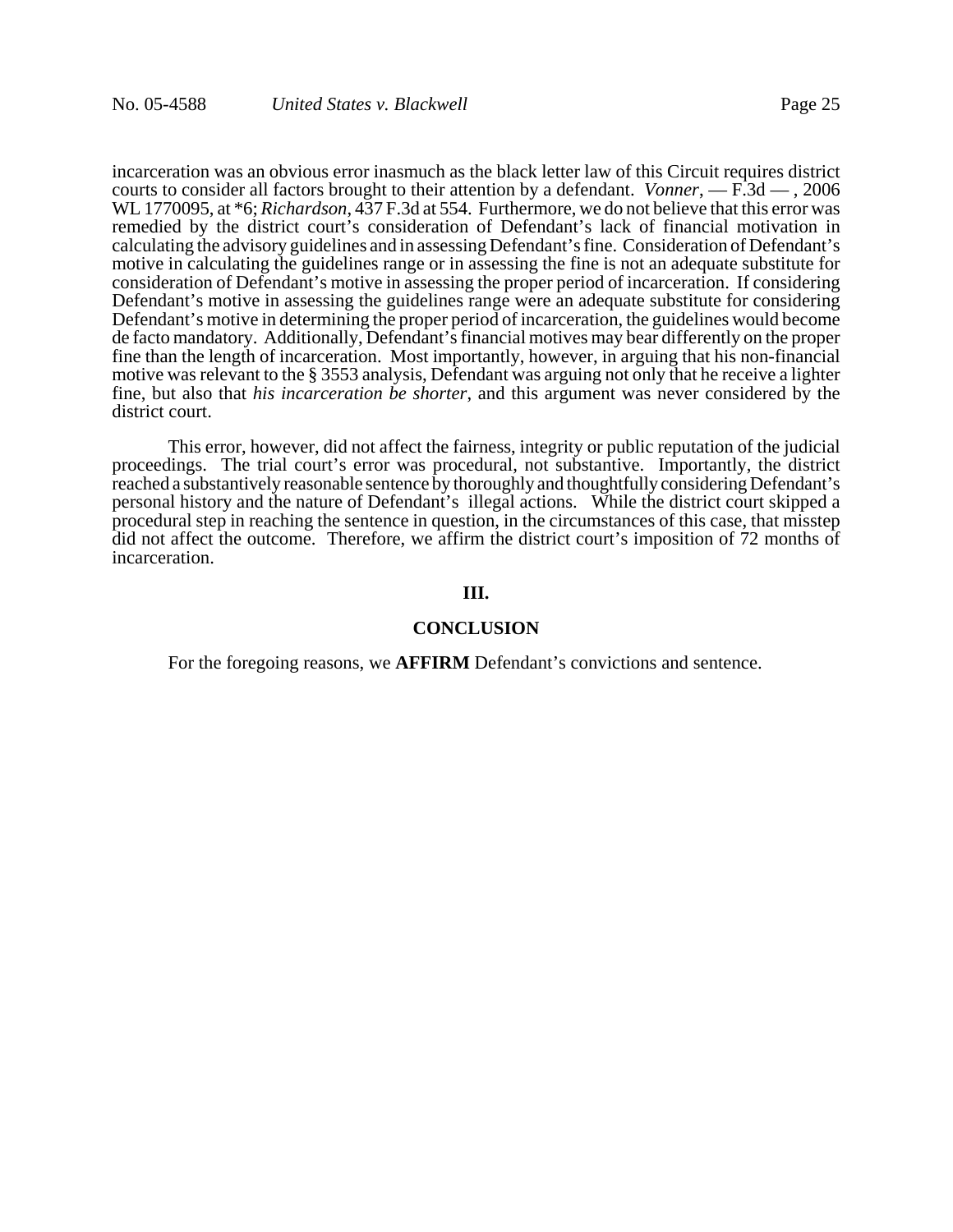incarceration was an obvious error inasmuch as the black letter law of this Circuit requires district courts to consider all factors brought to their attention by a defendant. *Vonner*, — F.3d — , 2006 WL 1770095, at *6; *Richardson*, 437 F.3d at 554. Furthermore, we do not believe that this error was remedied by the district court's consideration of Defendant's lack of financial motivation in calculating the advisory guidelines and in assessing Defendant's fine. Consideration of Defendant's motive in calculating the guidelines range or in assessing the fine is not an adequate substitute for consideration of Defendant's motive in assessing the proper period of incarceration. If considering Defendant's motive in assessing the guidelines range were an adequate substitute for considering Defendant's motive in determining the proper period of incarceration, the guidelines would become de facto mandatory. Additionally, Defendant's financial motives may bear differently on the proper fine than the length of incarceration. Most importantly, however, in arguing that his non-financial motive was relevant to the § 3553 analysis, Defendant was arguing not only that he receive a lighter fine, but also that *his incarceration be shorter*, and this argument was never considered by the district court.

This error, however, did not affect the fairness, integrity or public reputation of the judicial proceedings. The trial court's error was procedural, not substantive. Importantly, the district reached a substantively reasonable sentence by thoroughly and thoughtfully considering Defendant's personal history and the nature of Defendant's illegal actions. While the district court skipped a procedural step in reaching the sentence in question, in the circumstances of this case, that misstep did not affect the outcome. Therefore, we affirm the district court's imposition of 72 months of incarceration.

## III.

## CONCLUSION

For the foregoing reasons, we **AFFIRM** Defendant's convictions and sentence.